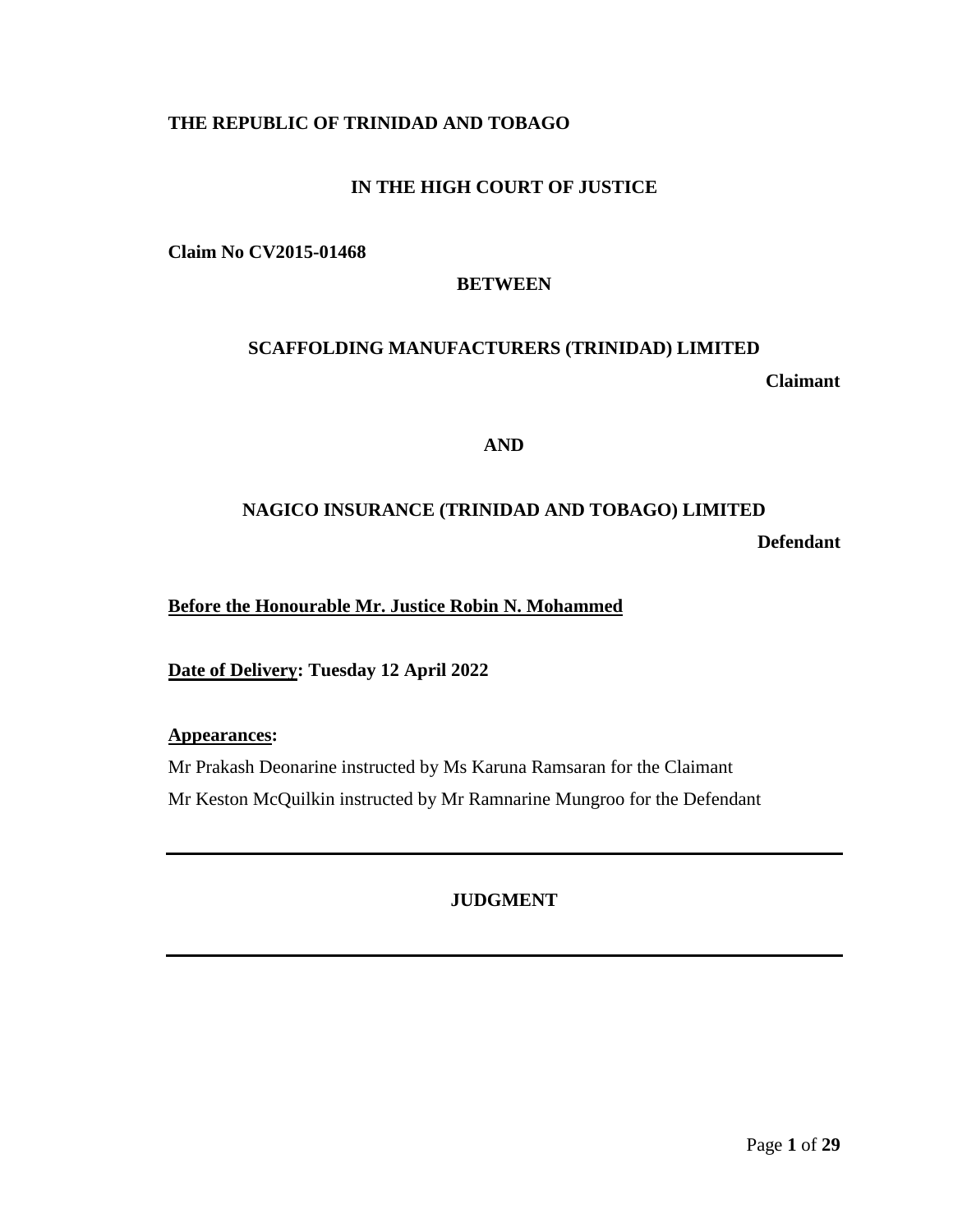**THE REPUBLIC OF TRINIDAD AND TOBAGO**

**IN THE HIGH COURT OF JUSTICE**

**Claim No CV2015-01468**

**BETWEEN**

**SCAFFOLDING MANUFACTURERS (TRINIDAD) LIMITED**

**Claimant**

**AND**

**NAGICO INSURANCE (TRINIDAD AND TOBAGO) LIMITED**

**Defendant**

**Before the Honourable Mr. Justice Robin N. Mohammed**

**Date of Delivery: Tuesday 12 April 2022**

**Appearances:**

Mr Prakash Deonarine instructed by Ms Karuna Ramsaran for the Claimant

Mr Keston McQuilkin instructed by Mr Ramnarine Mungroo for the Defendant

---

**JUDGMENT**

---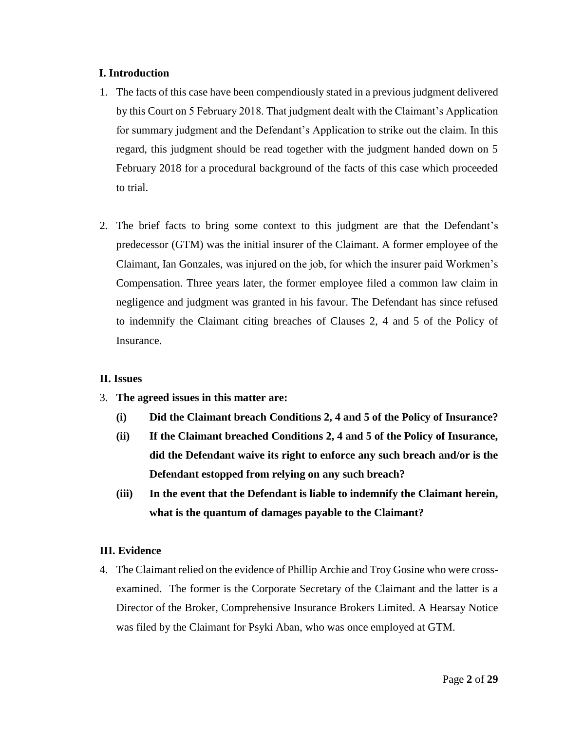## I. Introduction

1. The facts of this case have been compendiously stated in a previous judgment delivered by this Court on 5 February 2018. That judgment dealt with the Claimant's Application for summary judgment and the Defendant's Application to strike out the claim. In this regard, this judgment should be read together with the judgment handed down on 5 February 2018 for a procedural background of the facts of this case which proceeded to trial.

2. The brief facts to bring some context to this judgment are that the Defendant's predecessor (GTM) was the initial insurer of the Claimant. A former employee of the Claimant, Ian Gonzales, was injured on the job, for which the insurer paid Workmen's Compensation. Three years later, the former employee filed a common law claim in negligence and judgment was granted in his favour. The Defendant has since refused to indemnify the Claimant citing breaches of Clauses 2, 4 and 5 of the Policy of Insurance.

## II. Issues

3. **The agreed issues in this matter are:**
   - **(i) Did the Claimant breach Conditions 2, 4 and 5 of the Policy of Insurance?**
   - **(ii) If the Claimant breached Conditions 2, 4 and 5 of the Policy of Insurance, did the Defendant waive its right to enforce any such breach and/or is the Defendant estopped from relying on any such breach?**
   - **(iii) In the event that the Defendant is liable to indemnify the Claimant herein, what is the quantum of damages payable to the Claimant?**

## III. Evidence

4. The Claimant relied on the evidence of Phillip Archie and Troy Gosine who were cross-examined. The former is the Corporate Secretary of the Claimant and the latter is a Director of the Broker, Comprehensive Insurance Brokers Limited. A Hearsay Notice was filed by the Claimant for Psyki Aban, who was once employed at GTM.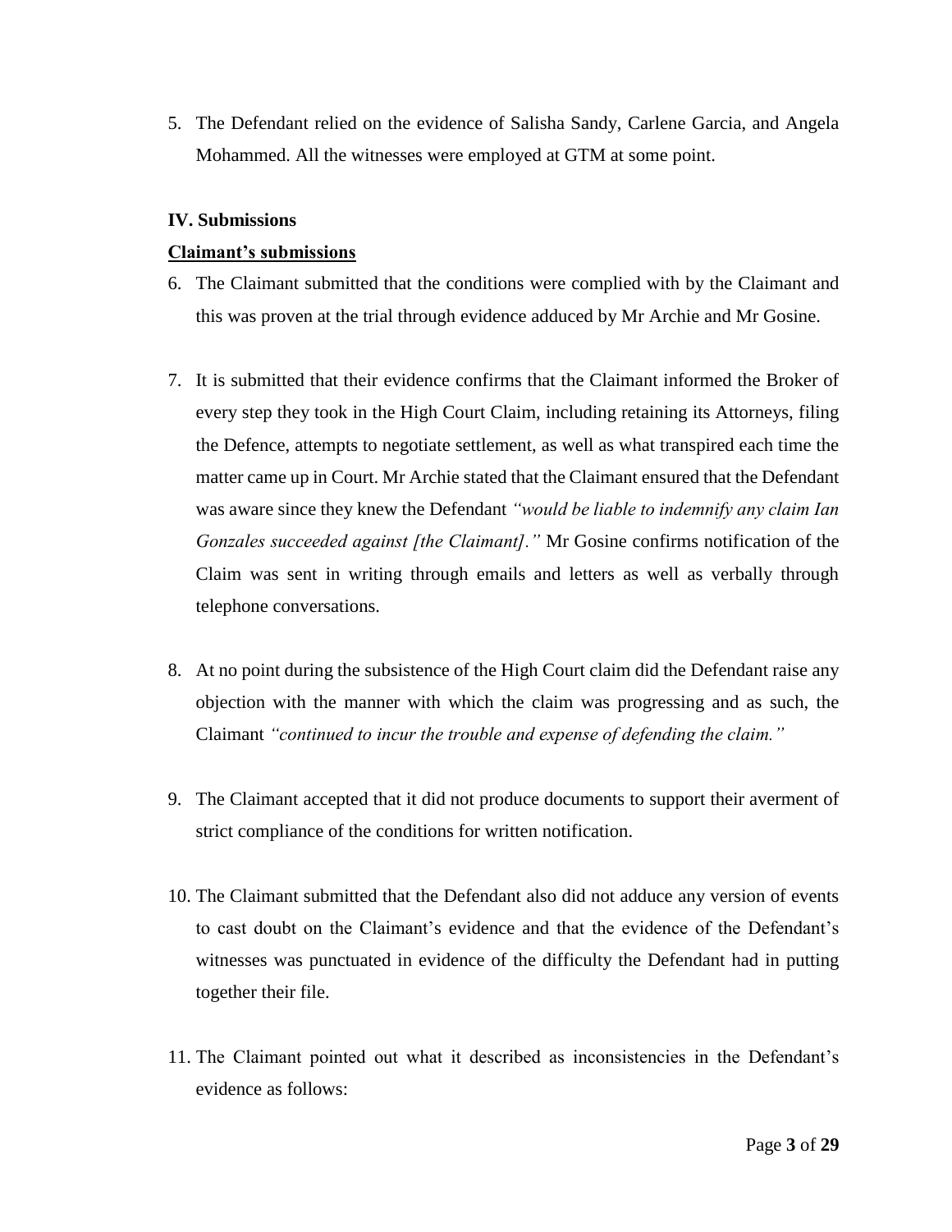5. The Defendant relied on the evidence of Salisha Sandy, Carlene Garcia, and Angela Mohammed. All the witnesses were employed at GTM at some point.

### IV. Submissions

**<u>Claimant's submissions</u>**

6. The Claimant submitted that the conditions were complied with by the Claimant and this was proven at the trial through evidence adduced by Mr Archie and Mr Gosine.

7. It is submitted that their evidence confirms that the Claimant informed the Broker of every step they took in the High Court Claim, including retaining its Attorneys, filing the Defence, attempts to negotiate settlement, as well as what transpired each time the matter came up in Court. Mr Archie stated that the Claimant ensured that the Defendant was aware since they knew the Defendant *"would be liable to indemnify any claim Ian Gonzales succeeded against [the Claimant]."* Mr Gosine confirms notification of the Claim was sent in writing through emails and letters as well as verbally through telephone conversations.

8. At no point during the subsistence of the High Court claim did the Defendant raise any objection with the manner with which the claim was progressing and as such, the Claimant *"continued to incur the trouble and expense of defending the claim."*

9. The Claimant accepted that it did not produce documents to support their averment of strict compliance of the conditions for written notification.

10. The Claimant submitted that the Defendant also did not adduce any version of events to cast doubt on the Claimant's evidence and that the evidence of the Defendant's witnesses was punctuated in evidence of the difficulty the Defendant had in putting together their file.

11. The Claimant pointed out what it described as inconsistencies in the Defendant's evidence as follows: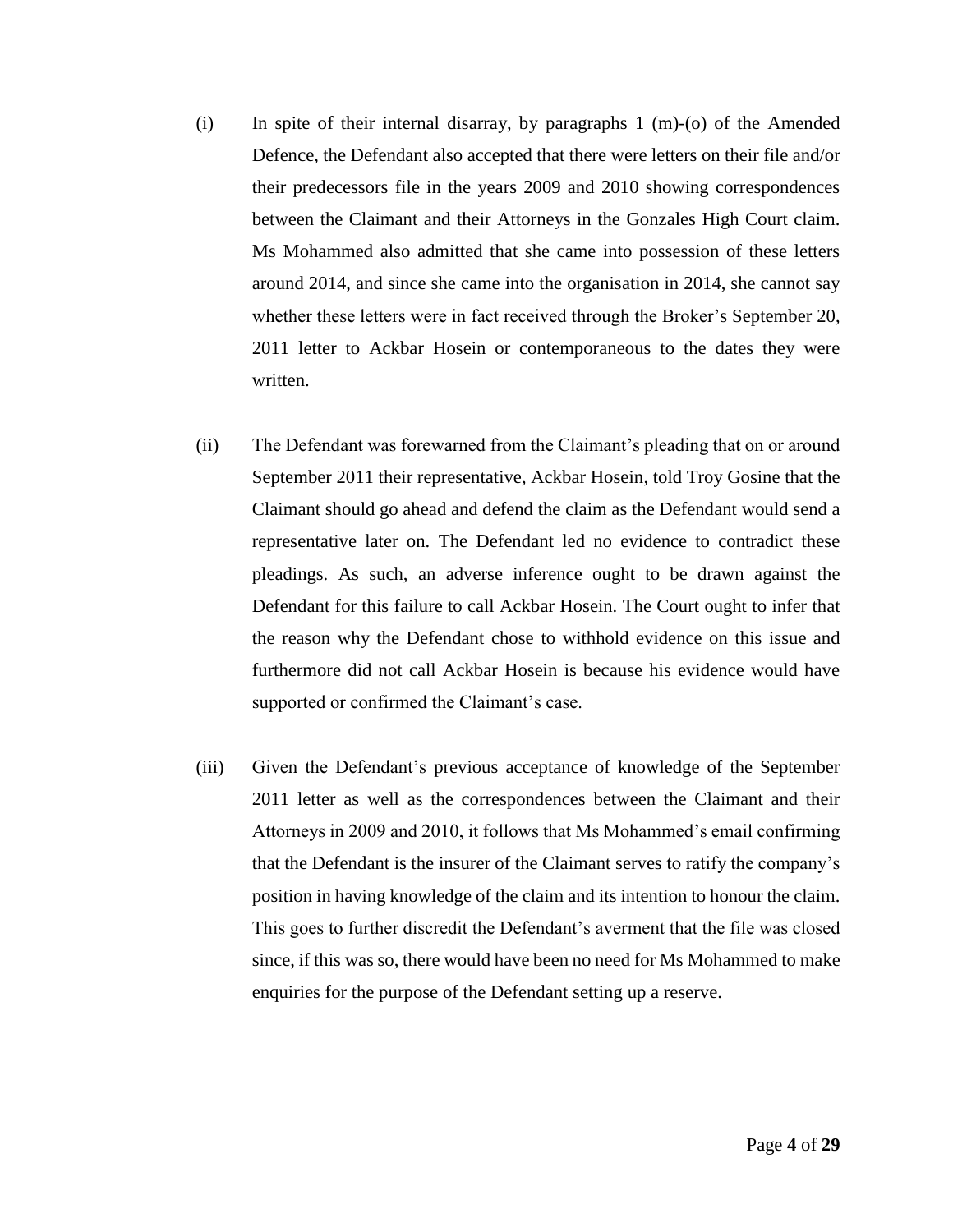(i) In spite of their internal disarray, by paragraphs 1 (m)-(o) of the Amended Defence, the Defendant also accepted that there were letters on their file and/or their predecessors file in the years 2009 and 2010 showing correspondences between the Claimant and their Attorneys in the Gonzales High Court claim. Ms Mohammed also admitted that she came into possession of these letters around 2014, and since she came into the organisation in 2014, she cannot say whether these letters were in fact received through the Broker's September 20, 2011 letter to Ackbar Hosein or contemporaneous to the dates they were written.

(ii) The Defendant was forewarned from the Claimant's pleading that on or around September 2011 their representative, Ackbar Hosein, told Troy Gosine that the Claimant should go ahead and defend the claim as the Defendant would send a representative later on. The Defendant led no evidence to contradict these pleadings. As such, an adverse inference ought to be drawn against the Defendant for this failure to call Ackbar Hosein. The Court ought to infer that the reason why the Defendant chose to withhold evidence on this issue and furthermore did not call Ackbar Hosein is because his evidence would have supported or confirmed the Claimant's case.

(iii) Given the Defendant's previous acceptance of knowledge of the September 2011 letter as well as the correspondences between the Claimant and their Attorneys in 2009 and 2010, it follows that Ms Mohammed's email confirming that the Defendant is the insurer of the Claimant serves to ratify the company's position in having knowledge of the claim and its intention to honour the claim. This goes to further discredit the Defendant's averment that the file was closed since, if this was so, there would have been no need for Ms Mohammed to make enquiries for the purpose of the Defendant setting up a reserve.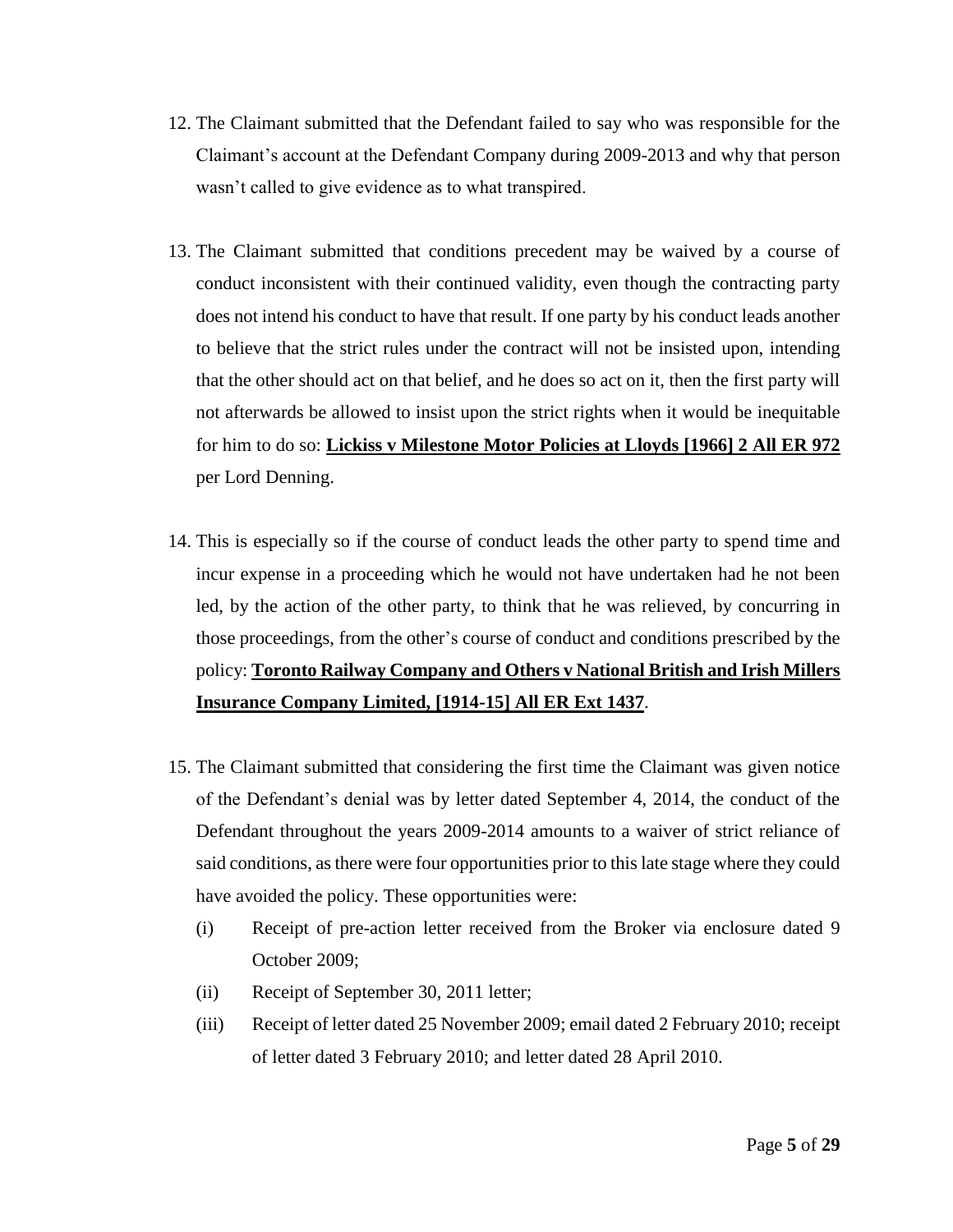12. The Claimant submitted that the Defendant failed to say who was responsible for the Claimant's account at the Defendant Company during 2009-2013 and why that person wasn't called to give evidence as to what transpired.

13. The Claimant submitted that conditions precedent may be waived by a course of conduct inconsistent with their continued validity, even though the contracting party does not intend his conduct to have that result. If one party by his conduct leads another to believe that the strict rules under the contract will not be insisted upon, intending that the other should act on that belief, and he does so act on it, then the first party will not afterwards be allowed to insist upon the strict rights when it would be inequitable for him to do so: **Lickiss v Milestone Motor Policies at Lloyds [1966] 2 All ER 972** per Lord Denning.

14. This is especially so if the course of conduct leads the other party to spend time and incur expense in a proceeding which he would not have undertaken had he not been led, by the action of the other party, to think that he was relieved, by concurring in those proceedings, from the other's course of conduct and conditions prescribed by the policy: **Toronto Railway Company and Others v National British and Irish Millers Insurance Company Limited, [1914-15] All ER Ext 1437**.

15. The Claimant submitted that considering the first time the Claimant was given notice of the Defendant's denial was by letter dated September 4, 2014, the conduct of the Defendant throughout the years 2009-2014 amounts to a waiver of strict reliance of said conditions, as there were four opportunities prior to this late stage where they could have avoided the policy. These opportunities were:

    (i) Receipt of pre-action letter received from the Broker via enclosure dated 9 October 2009;

    (ii) Receipt of September 30, 2011 letter;

    (iii) Receipt of letter dated 25 November 2009; email dated 2 February 2010; receipt of letter dated 3 February 2010; and letter dated 28 April 2010.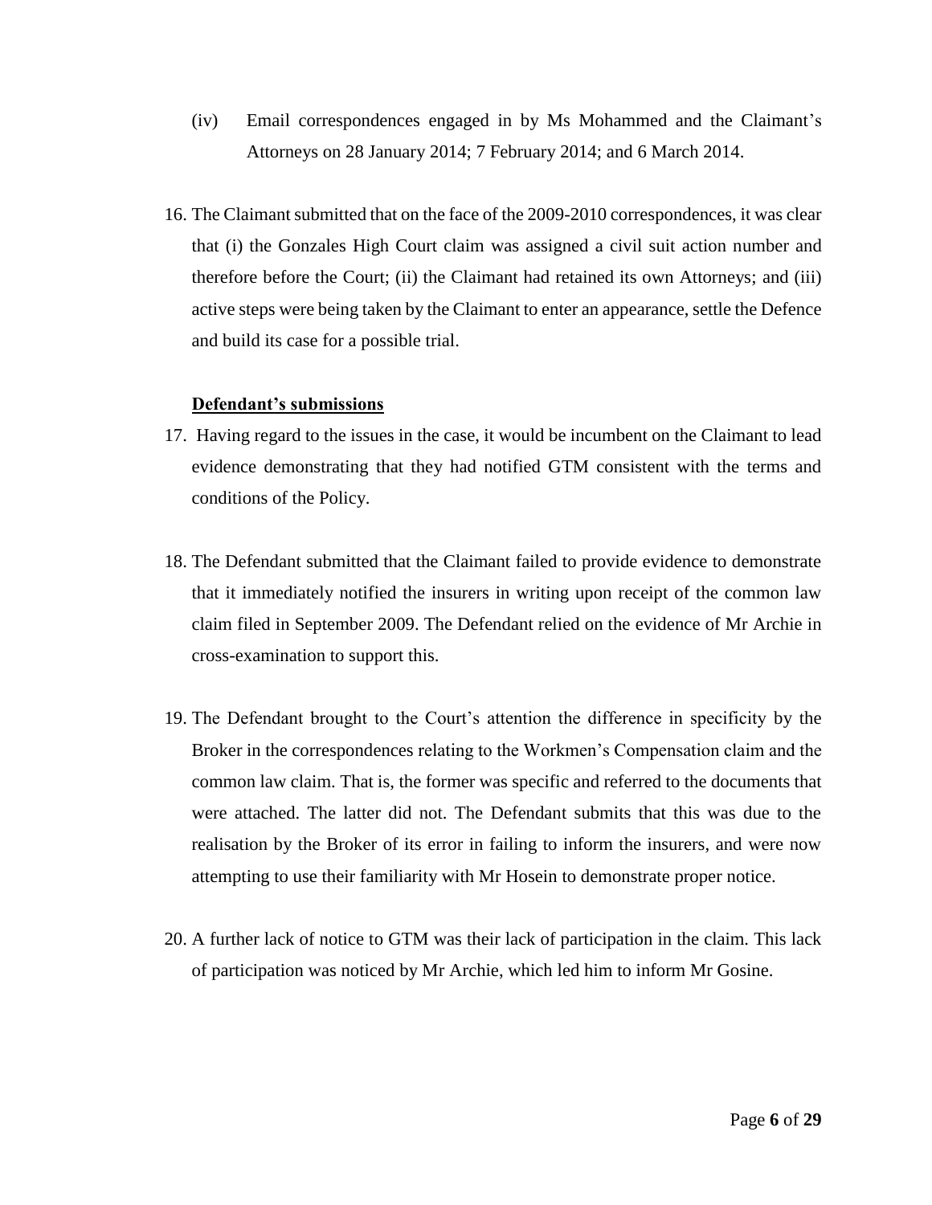(iv) Email correspondences engaged in by Ms Mohammed and the Claimant's Attorneys on 28 January 2014; 7 February 2014; and 6 March 2014.

16. The Claimant submitted that on the face of the 2009-2010 correspondences, it was clear that (i) the Gonzales High Court claim was assigned a civil suit action number and therefore before the Court; (ii) the Claimant had retained its own Attorneys; and (iii) active steps were being taken by the Claimant to enter an appearance, settle the Defence and build its case for a possible trial.

**Defendant's submissions**

17. Having regard to the issues in the case, it would be incumbent on the Claimant to lead evidence demonstrating that they had notified GTM consistent with the terms and conditions of the Policy.

18. The Defendant submitted that the Claimant failed to provide evidence to demonstrate that it immediately notified the insurers in writing upon receipt of the common law claim filed in September 2009. The Defendant relied on the evidence of Mr Archie in cross-examination to support this.

19. The Defendant brought to the Court's attention the difference in specificity by the Broker in the correspondences relating to the Workmen's Compensation claim and the common law claim. That is, the former was specific and referred to the documents that were attached. The latter did not. The Defendant submits that this was due to the realisation by the Broker of its error in failing to inform the insurers, and were now attempting to use their familiarity with Mr Hosein to demonstrate proper notice.

20. A further lack of notice to GTM was their lack of participation in the claim. This lack of participation was noticed by Mr Archie, which led him to inform Mr Gosine.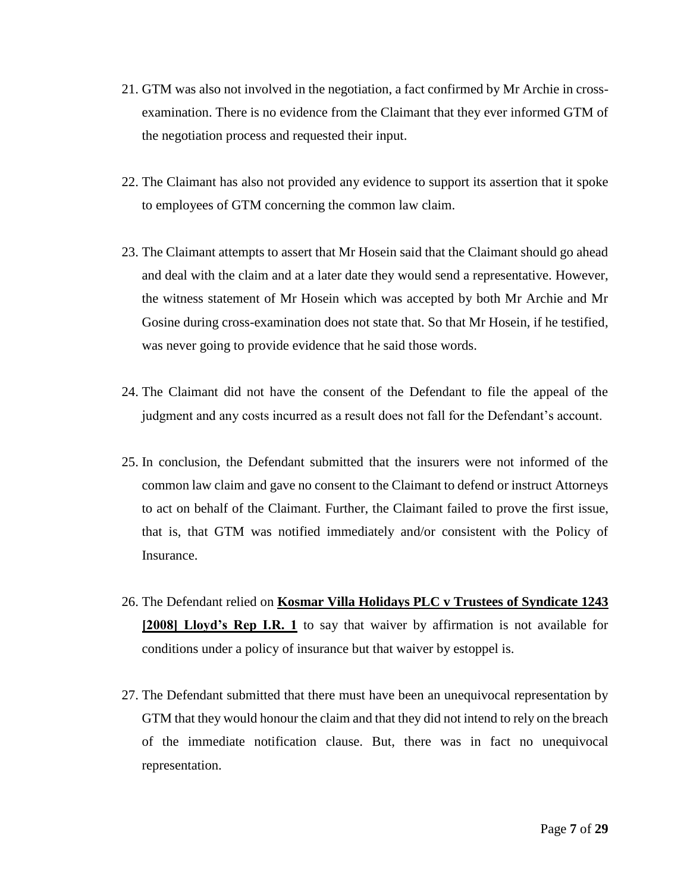21. GTM was also not involved in the negotiation, a fact confirmed by Mr Archie in cross-examination. There is no evidence from the Claimant that they ever informed GTM of the negotiation process and requested their input.

22. The Claimant has also not provided any evidence to support its assertion that it spoke to employees of GTM concerning the common law claim.

23. The Claimant attempts to assert that Mr Hosein said that the Claimant should go ahead and deal with the claim and at a later date they would send a representative. However, the witness statement of Mr Hosein which was accepted by both Mr Archie and Mr Gosine during cross-examination does not state that. So that Mr Hosein, if he testified, was never going to provide evidence that he said those words.

24. The Claimant did not have the consent of the Defendant to file the appeal of the judgment and any costs incurred as a result does not fall for the Defendant's account.

25. In conclusion, the Defendant submitted that the insurers were not informed of the common law claim and gave no consent to the Claimant to defend or instruct Attorneys to act on behalf of the Claimant. Further, the Claimant failed to prove the first issue, that is, that GTM was notified immediately and/or consistent with the Policy of Insurance.

26. The Defendant relied on <u>**Kosmar Villa Holidays PLC v Trustees of Syndicate 1243 [2008] Lloyd's Rep I.R. 1**</u> to say that waiver by affirmation is not available for conditions under a policy of insurance but that waiver by estoppel is.

27. The Defendant submitted that there must have been an unequivocal representation by GTM that they would honour the claim and that they did not intend to rely on the breach of the immediate notification clause. But, there was in fact no unequivocal representation.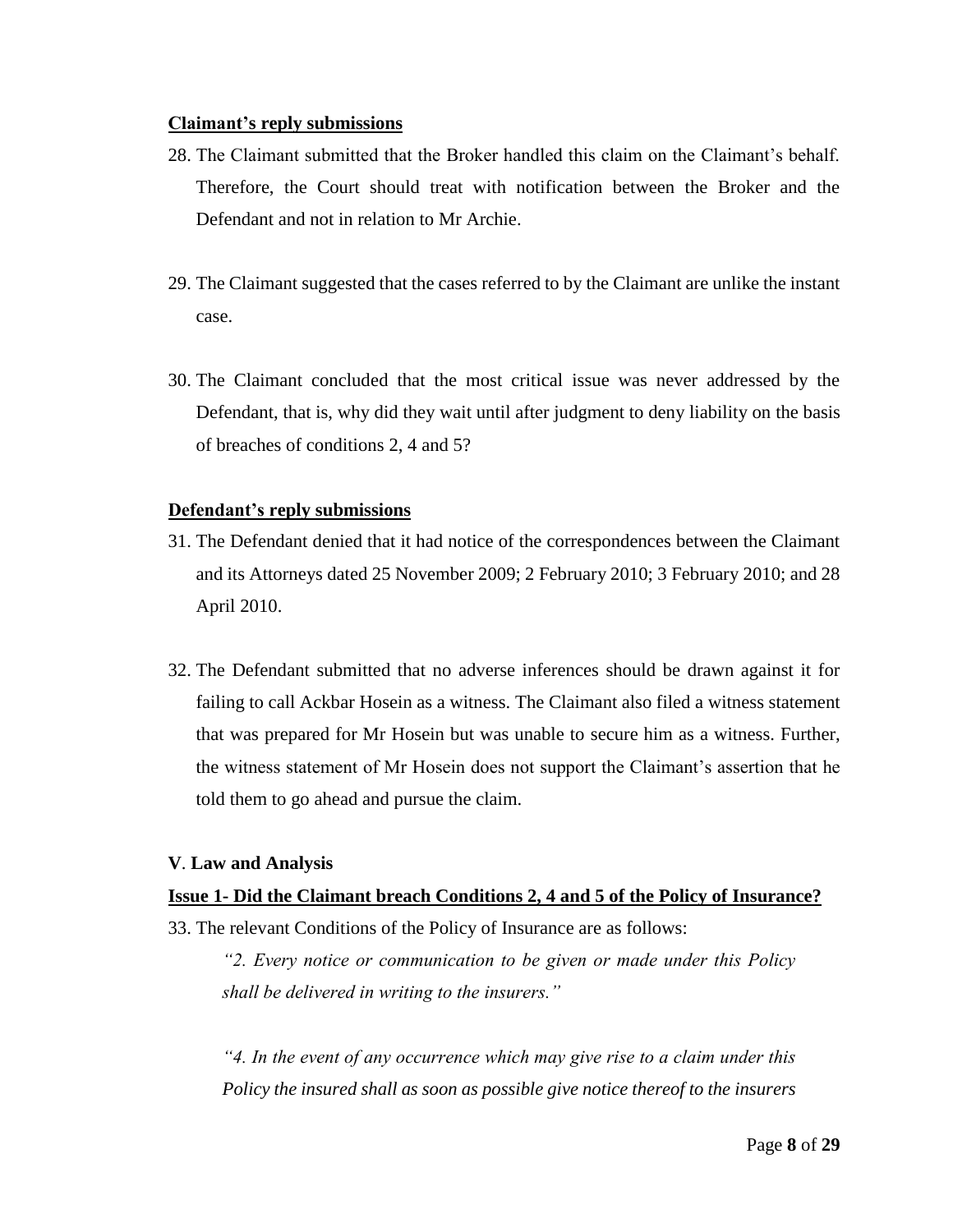**Claimant's reply submissions**

28. The Claimant submitted that the Broker handled this claim on the Claimant's behalf. Therefore, the Court should treat with notification between the Broker and the Defendant and not in relation to Mr Archie.

29. The Claimant suggested that the cases referred to by the Claimant are unlike the instant case.

30. The Claimant concluded that the most critical issue was never addressed by the Defendant, that is, why did they wait until after judgment to deny liability on the basis of breaches of conditions 2, 4 and 5?

**Defendant's reply submissions**

31. The Defendant denied that it had notice of the correspondences between the Claimant and its Attorneys dated 25 November 2009; 2 February 2010; 3 February 2010; and 28 April 2010.

32. The Defendant submitted that no adverse inferences should be drawn against it for failing to call Ackbar Hosein as a witness. The Claimant also filed a witness statement that was prepared for Mr Hosein but was unable to secure him as a witness. Further, the witness statement of Mr Hosein does not support the Claimant's assertion that he told them to go ahead and pursue the claim.

**V**. **Law and Analysis**

**Issue 1- Did the Claimant breach Conditions 2, 4 and 5 of the Policy of Insurance?**

33. The relevant Conditions of the Policy of Insurance are as follows:

*"2. Every notice or communication to be given or made under this Policy shall be delivered in writing to the insurers."*

*"4. In the event of any occurrence which may give rise to a claim under this Policy the insured shall as soon as possible give notice thereof to the insurers*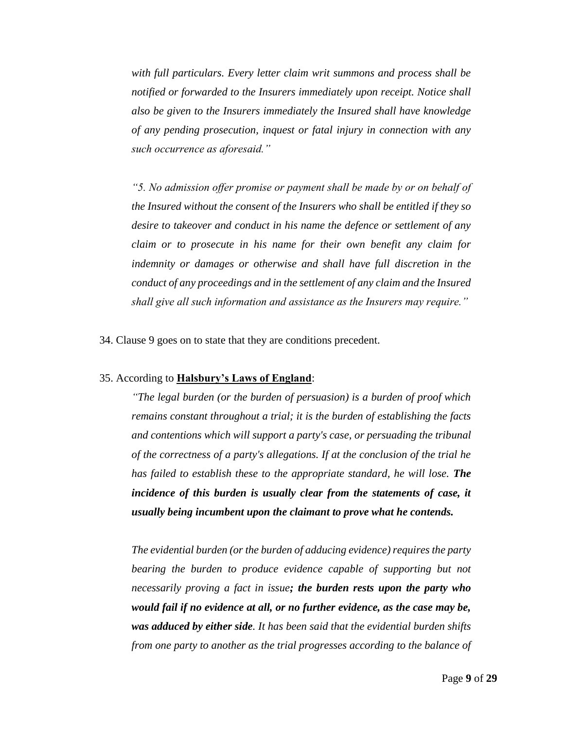*with full particulars. Every letter claim writ summons and process shall be notified or forwarded to the Insurers immediately upon receipt. Notice shall also be given to the Insurers immediately the Insured shall have knowledge of any pending prosecution, inquest or fatal injury in connection with any such occurrence as aforesaid."*

*"5. No admission offer promise or payment shall be made by or on behalf of the Insured without the consent of the Insurers who shall be entitled if they so desire to takeover and conduct in his name the defence or settlement of any claim or to prosecute in his name for their own benefit any claim for indemnity or damages or otherwise and shall have full discretion in the conduct of any proceedings and in the settlement of any claim and the Insured shall give all such information and assistance as the Insurers may require."*

34. Clause 9 goes on to state that they are conditions precedent.

35. According to **Halsbury's Laws of England**:

*"The legal burden (or the burden of persuasion) is a burden of proof which remains constant throughout a trial; it is the burden of establishing the facts and contentions which will support a party's case, or persuading the tribunal of the correctness of a party's allegations. If at the conclusion of the trial he has failed to establish these to the appropriate standard, he will lose.* ***The incidence of this burden is usually clear from the statements of case, it usually being incumbent upon the claimant to prove what he contends.***

*The evidential burden (or the burden of adducing evidence) requires the party bearing the burden to produce evidence capable of supporting but not necessarily proving a fact in issue****; the burden rests upon the party who would fail if no evidence at all, or no further evidence, as the case may be, was adduced by either side****. It has been said that the evidential burden shifts from one party to another as the trial progresses according to the balance of*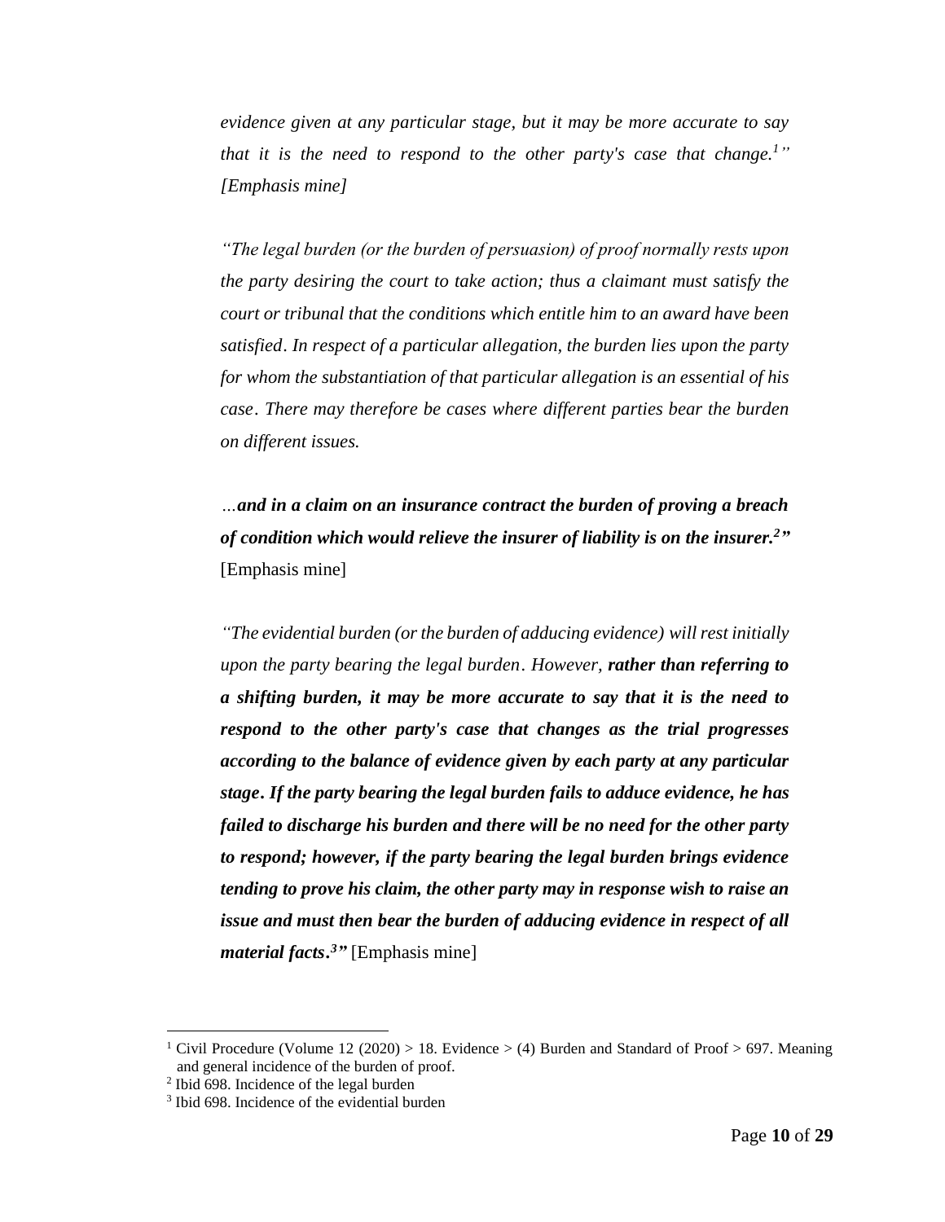*evidence given at any particular stage, but it may be more accurate to say that it is the need to respond to the other party's case that change.[1]" [Emphasis mine]*

*"The legal burden (or the burden of persuasion) of proof normally rests upon the party desiring the court to take action; thus a claimant must satisfy the court or tribunal that the conditions which entitle him to an award have been satisfied. In respect of a particular allegation, the burden lies upon the party for whom the substantiation of that particular allegation is an essential of his case. There may therefore be cases where different parties bear the burden on different issues.*

*…**and in a claim on an insurance contract the burden of proving a breach of condition which would relieve the insurer of liability is on the insurer.[2]"*** [Emphasis mine]

*"The evidential burden (or the burden of adducing evidence) will rest initially upon the party bearing the legal burden. However, **rather than referring to a shifting burden, it may be more accurate to say that it is the need to respond to the other party's case that changes as the trial progresses according to the balance of evidence given by each party at any particular stage. If the party bearing the legal burden fails to adduce evidence, he has failed to discharge his burden and there will be no need for the other party to respond; however, if the party bearing the legal burden brings evidence tending to prove his claim, the other party may in response wish to raise an issue and must then bear the burden of adducing evidence in respect of all material facts.[3]"*** [Emphasis mine]

---

[1] Civil Procedure (Volume 12 (2020) > 18. Evidence > (4) Burden and Standard of Proof > 697. Meaning and general incidence of the burden of proof.

[2] Ibid 698. Incidence of the legal burden

[3] Ibid 698. Incidence of the evidential burden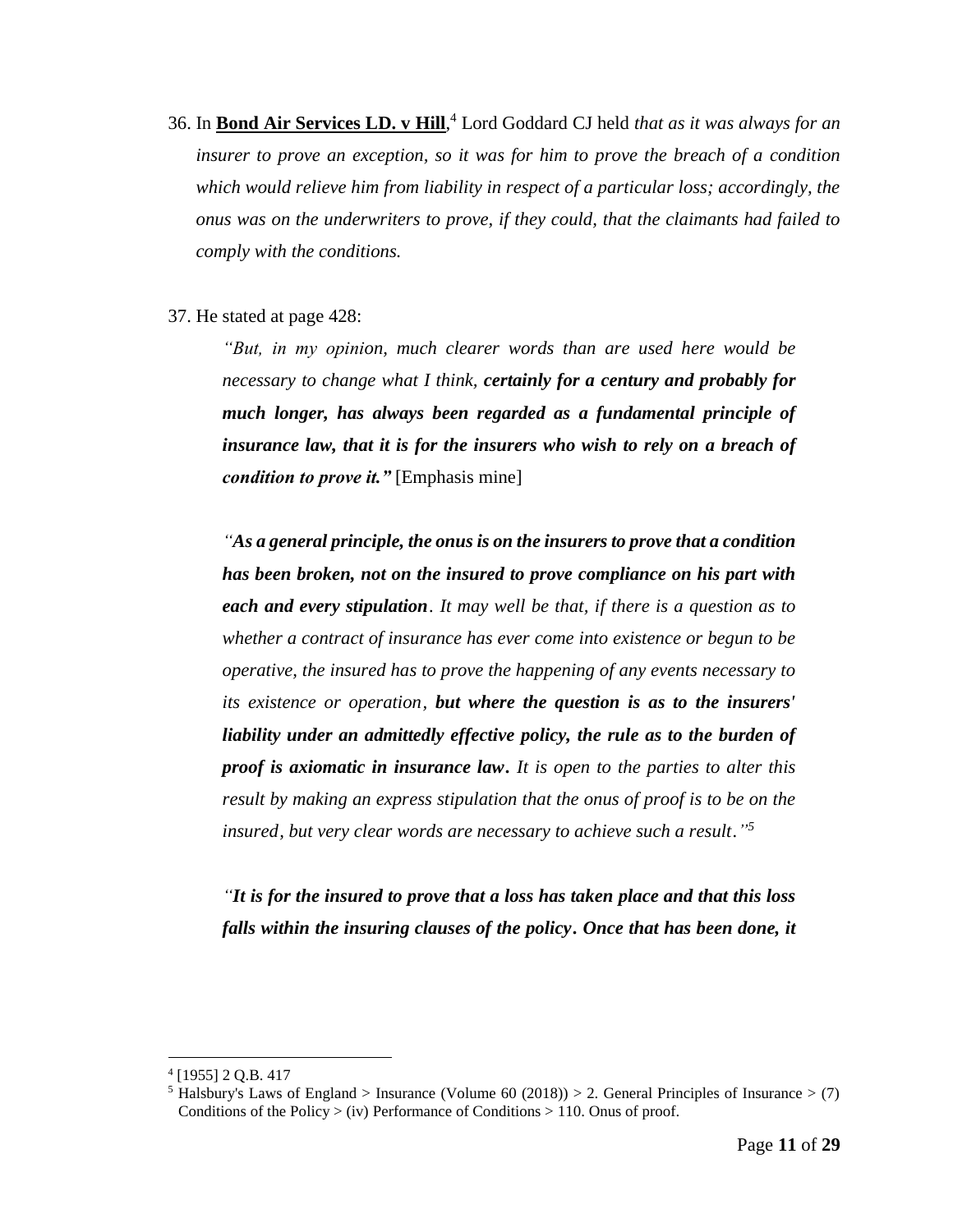36. In **Bond Air Services LD. v Hill**,[4] Lord Goddard CJ held *that as it was always for an insurer to prove an exception, so it was for him to prove the breach of a condition which would relieve him from liability in respect of a particular loss; accordingly, the onus was on the underwriters to prove, if they could, that the claimants had failed to comply with the conditions.*

37. He stated at page 428:

> *"But, in my opinion, much clearer words than are used here would be necessary to change what I think, **certainly for a century and probably for much longer, has always been regarded as a fundamental principle of insurance law, that it is for the insurers who wish to rely on a breach of condition to prove it."*** [Emphasis mine]
>
> *"**As a general principle, the onus is on the insurers to prove that a condition has been broken, not on the insured to prove compliance on his part with each and every stipulation**. It may well be that, if there is a question as to whether a contract of insurance has ever come into existence or begun to be operative, the insured has to prove the happening of any events necessary to its existence or operation, **but where the question is as to the insurers' liability under an admittedly effective policy, the rule as to the burden of proof is axiomatic in insurance law**. It may well be that, if there is a question as to whether a contract of insurance has ever come into existence or begun to be operative, the insured has to prove the happening of any events necessary to its existence or operation, **but where the question is as to the insurers' liability under an admittedly effective policy, the rule as to the burden of proof is axiomatic in insurance law**. It is open to the parties to alter this result by making an express stipulation that the onus of proof is to be on the insured, but very clear words are necessary to achieve such a result."*[5]
>
> *"**It is for the insured to prove that a loss has taken place and that this loss falls within the insuring clauses of the policy. Once that has been done, it***

[4] [1955] 2 Q.B. 417

[5] Halsbury's Laws of England > Insurance (Volume 60 (2018)) > 2. General Principles of Insurance > (7) Conditions of the Policy > (iv) Performance of Conditions > 110. Onus of proof.

36. In **Bond Air Services LD. v Hill**,[4] Lord Goddard CJ held *that as it was always for an insurer to prove an exception, so it was for him to prove the breach of a condition which would relieve him from liability in respect of a particular loss; accordingly, the onus was on the underwriters to prove, if they could, that the claimants had failed to comply with the conditions.*

37. He stated at page 428:

> *"But, in my opinion, much clearer words than are used here would be necessary to change what I think, **certainly for a century and probably for much longer, has always been regarded as a fundamental principle of insurance law, that it is for the insurers who wish to rely on a breach of condition to prove it."*** [Emphasis mine]
>
> *"**As a general principle, the onus is on the insurers to prove that a condition has been broken, not on the insured to prove compliance on his part with each and every stipulation**. It may well be that, if there is a question as to whether a contract of insurance has ever come into existence or begun to be operative, the insured has to prove the happening of any events necessary to its existence or operation, **but where the question is as to the insurers' liability under an admittedly effective policy, the rule as to the burden of proof is axiomatic in insurance law**. It is open to the parties to alter this result by making an express stipulation that the onus of proof is to be on the insured, but very clear words are necessary to achieve such a result."*[5]
>
> *"**It is for the insured to prove that a loss has taken place and that this loss falls within the insuring clauses of the policy. Once that has been done, it***

[4] [1955] 2 Q.B. 417

[5] Halsbury's Laws of England > Insurance (Volume 60 (2018)) > 2. General Principles of Insurance > (7) Conditions of the Policy > (iv) Performance of Conditions > 110. Onus of proof.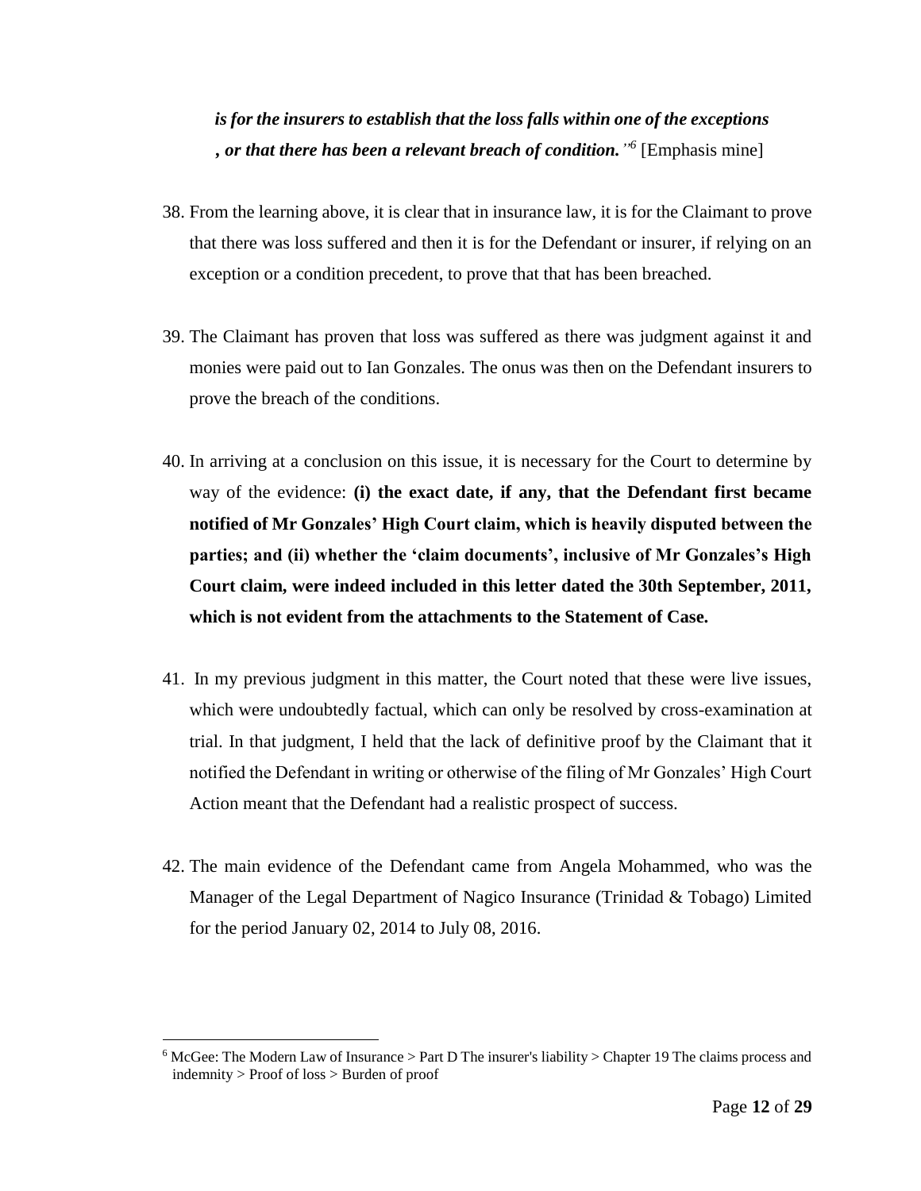> ***is for the insurers to establish that the loss falls within one of the exceptions , or that there has been a relevant breach of condition."***[6] [Emphasis mine]

38. From the learning above, it is clear that in insurance law, it is for the Claimant to prove that there was loss suffered and then it is for the Defendant or insurer, if relying on an exception or a condition precedent, to prove that that has been breached.

39. The Claimant has proven that loss was suffered as there was judgment against it and monies were paid out to Ian Gonzales. The onus was then on the Defendant insurers to prove the breach of the conditions.

40. In arriving at a conclusion on this issue, it is necessary for the Court to determine by way of the evidence: **(i) the exact date, if any, that the Defendant first became notified of Mr Gonzales' High Court claim, which is heavily disputed between the parties; and (ii) whether the 'claim documents', inclusive of Mr Gonzales's High Court claim, were indeed included in this letter dated the 30th September, 2011, which is not evident from the attachments to the Statement of Case.**

41. In my previous judgment in this matter, the Court noted that these were live issues, which were undoubtedly factual, which can only be resolved by cross-examination at trial. In that judgment, I held that the lack of definitive proof by the Claimant that it notified the Defendant in writing or otherwise of the filing of Mr Gonzales' High Court Action meant that the Defendant had a realistic prospect of success.

42. The main evidence of the Defendant came from Angela Mohammed, who was the Manager of the Legal Department of Nagico Insurance (Trinidad & Tobago) Limited for the period January 02, 2014 to July 08, 2016.

---

[6] McGee: The Modern Law of Insurance > Part D The insurer's liability > Chapter 19 The claims process and indemnity > Proof of loss > Burden of proof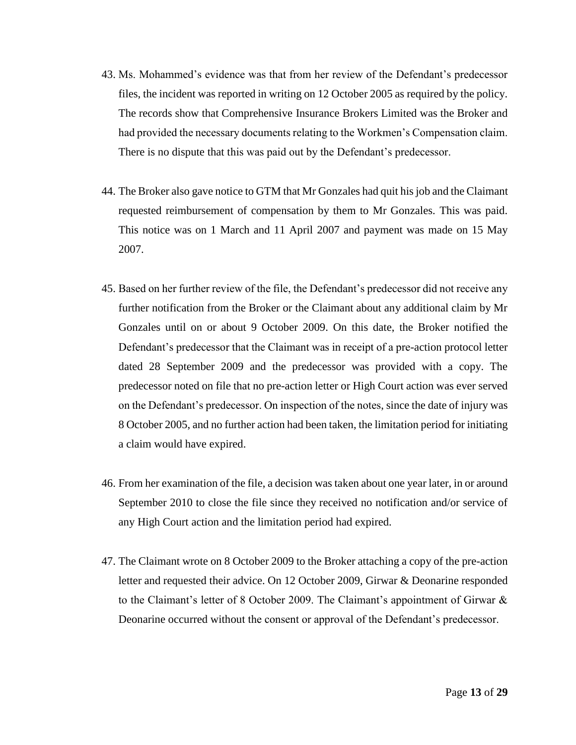43. Ms. Mohammed's evidence was that from her review of the Defendant's predecessor files, the incident was reported in writing on 12 October 2005 as required by the policy. The records show that Comprehensive Insurance Brokers Limited was the Broker and had provided the necessary documents relating to the Workmen's Compensation claim. There is no dispute that this was paid out by the Defendant's predecessor.

44. The Broker also gave notice to GTM that Mr Gonzales had quit his job and the Claimant requested reimbursement of compensation by them to Mr Gonzales. This was paid. This notice was on 1 March and 11 April 2007 and payment was made on 15 May 2007.

45. Based on her further review of the file, the Defendant's predecessor did not receive any further notification from the Broker or the Claimant about any additional claim by Mr Gonzales until on or about 9 October 2009. On this date, the Broker notified the Defendant's predecessor that the Claimant was in receipt of a pre-action protocol letter dated 28 September 2009 and the predecessor was provided with a copy. The predecessor noted on file that no pre-action letter or High Court action was ever served on the Defendant's predecessor. On inspection of the notes, since the date of injury was 8 October 2005, and no further action had been taken, the limitation period for initiating a claim would have expired.

46. From her examination of the file, a decision was taken about one year later, in or around September 2010 to close the file since they received no notification and/or service of any High Court action and the limitation period had expired.

47. The Claimant wrote on 8 October 2009 to the Broker attaching a copy of the pre-action letter and requested their advice. On 12 October 2009, Girwar & Deonarine responded to the Claimant's letter of 8 October 2009. The Claimant's appointment of Girwar & Deonarine occurred without the consent or approval of the Defendant's predecessor.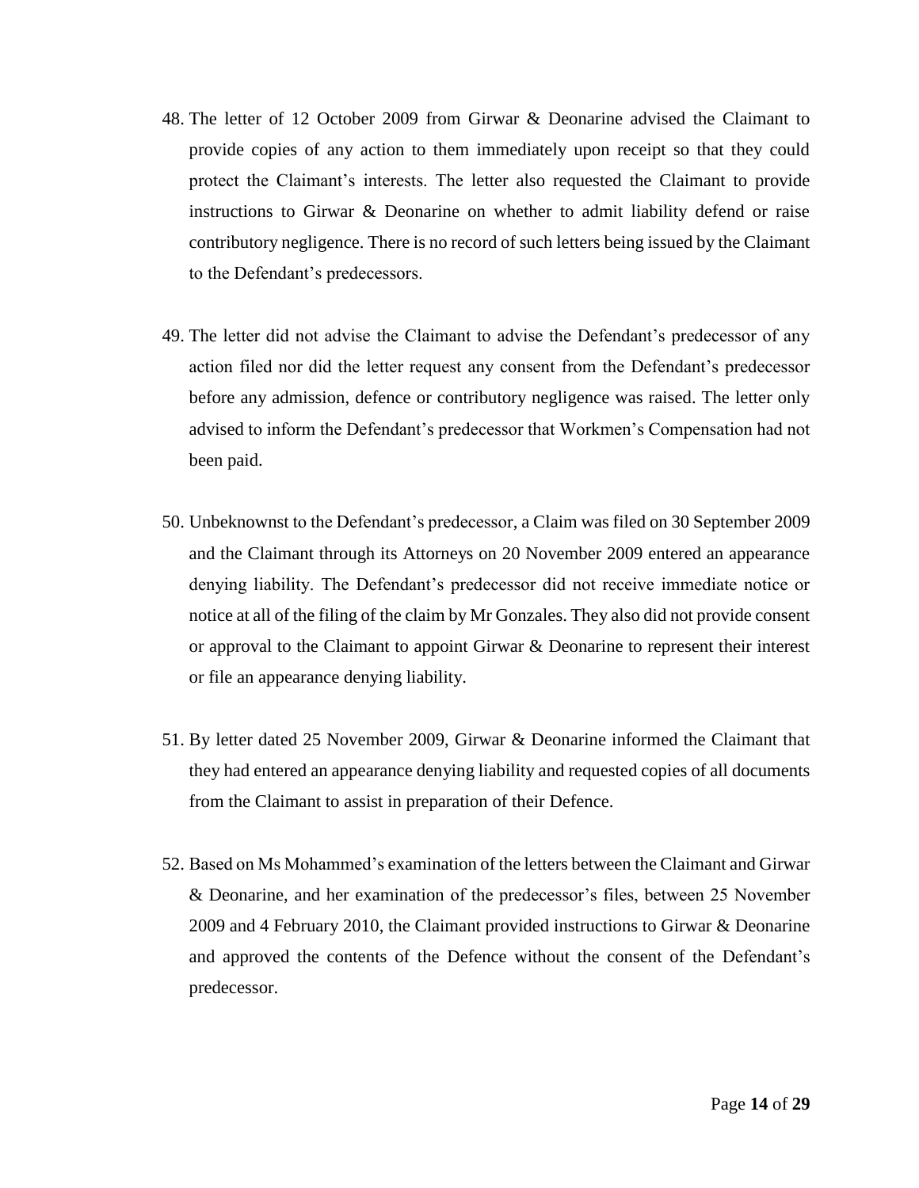48. The letter of 12 October 2009 from Girwar & Deonarine advised the Claimant to provide copies of any action to them immediately upon receipt so that they could protect the Claimant's interests. The letter also requested the Claimant to provide instructions to Girwar & Deonarine on whether to admit liability defend or raise contributory negligence. There is no record of such letters being issued by the Claimant to the Defendant's predecessors.

49. The letter did not advise the Claimant to advise the Defendant's predecessor of any action filed nor did the letter request any consent from the Defendant's predecessor before any admission, defence or contributory negligence was raised. The letter only advised to inform the Defendant's predecessor that Workmen's Compensation had not been paid.

50. Unbeknownst to the Defendant's predecessor, a Claim was filed on 30 September 2009 and the Claimant through its Attorneys on 20 November 2009 entered an appearance denying liability. The Defendant's predecessor did not receive immediate notice or notice at all of the filing of the claim by Mr Gonzales. They also did not provide consent or approval to the Claimant to appoint Girwar & Deonarine to represent their interest or file an appearance denying liability.

51. By letter dated 25 November 2009, Girwar & Deonarine informed the Claimant that they had entered an appearance denying liability and requested copies of all documents from the Claimant to assist in preparation of their Defence.

52. Based on Ms Mohammed's examination of the letters between the Claimant and Girwar & Deonarine, and her examination of the predecessor's files, between 25 November 2009 and 4 February 2010, the Claimant provided instructions to Girwar & Deonarine and approved the contents of the Defence without the consent of the Defendant's predecessor.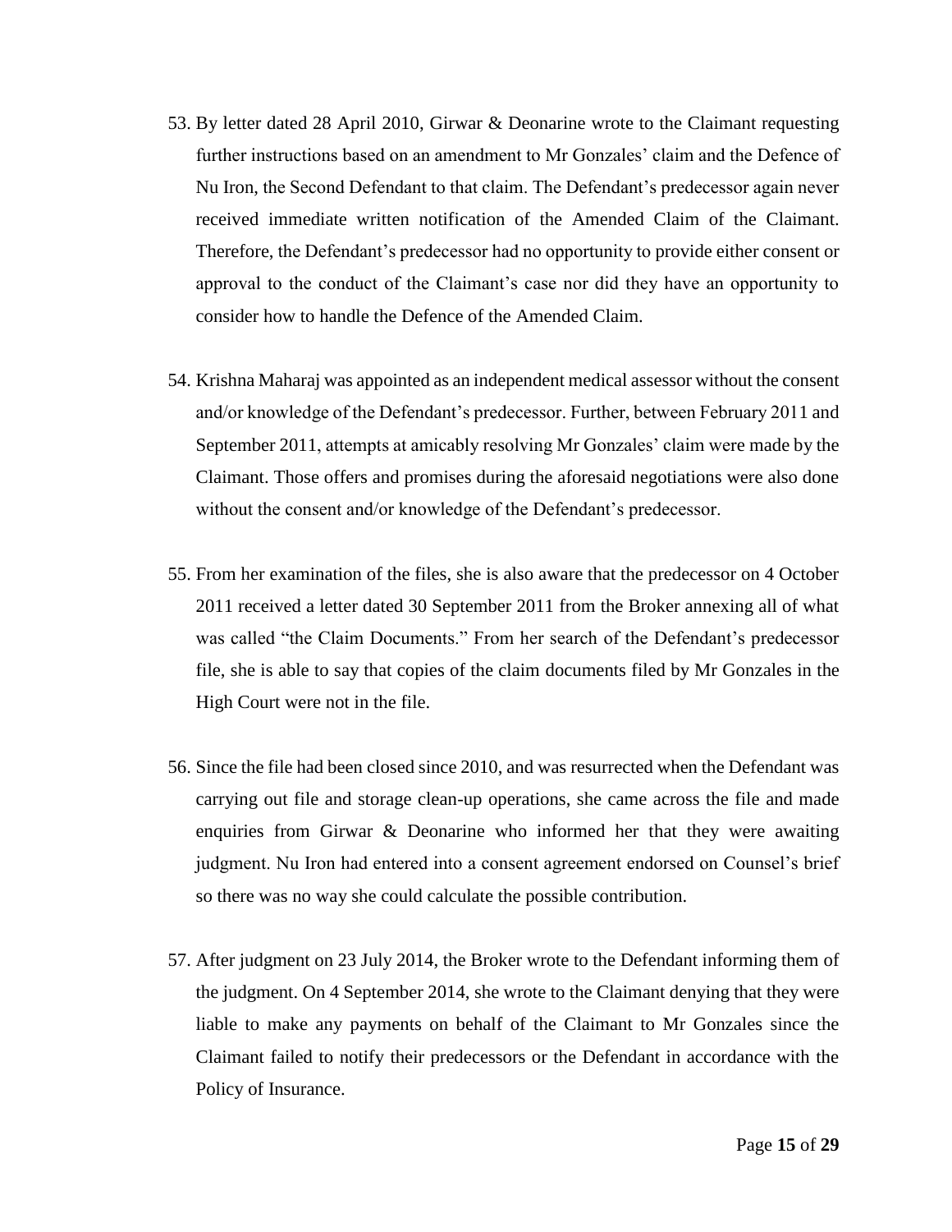53. By letter dated 28 April 2010, Girwar & Deonarine wrote to the Claimant requesting further instructions based on an amendment to Mr Gonzales' claim and the Defence of Nu Iron, the Second Defendant to that claim. The Defendant's predecessor again never received immediate written notification of the Amended Claim of the Claimant. Therefore, the Defendant's predecessor had no opportunity to provide either consent or approval to the conduct of the Claimant's case nor did they have an opportunity to consider how to handle the Defence of the Amended Claim.

54. Krishna Maharaj was appointed as an independent medical assessor without the consent and/or knowledge of the Defendant's predecessor. Further, between February 2011 and September 2011, attempts at amicably resolving Mr Gonzales' claim were made by the Claimant. Those offers and promises during the aforesaid negotiations were also done without the consent and/or knowledge of the Defendant's predecessor.

55. From her examination of the files, she is also aware that the predecessor on 4 October 2011 received a letter dated 30 September 2011 from the Broker annexing all of what was called "the Claim Documents." From her search of the Defendant's predecessor file, she is able to say that copies of the claim documents filed by Mr Gonzales in the High Court were not in the file.

56. Since the file had been closed since 2010, and was resurrected when the Defendant was carrying out file and storage clean-up operations, she came across the file and made enquiries from Girwar & Deonarine who informed her that they were awaiting judgment. Nu Iron had entered into a consent agreement endorsed on Counsel's brief so there was no way she could calculate the possible contribution.

57. After judgment on 23 July 2014, the Broker wrote to the Defendant informing them of the judgment. On 4 September 2014, she wrote to the Claimant denying that they were liable to make any payments on behalf of the Claimant to Mr Gonzales since the Claimant failed to notify their predecessors or the Defendant in accordance with the Policy of Insurance.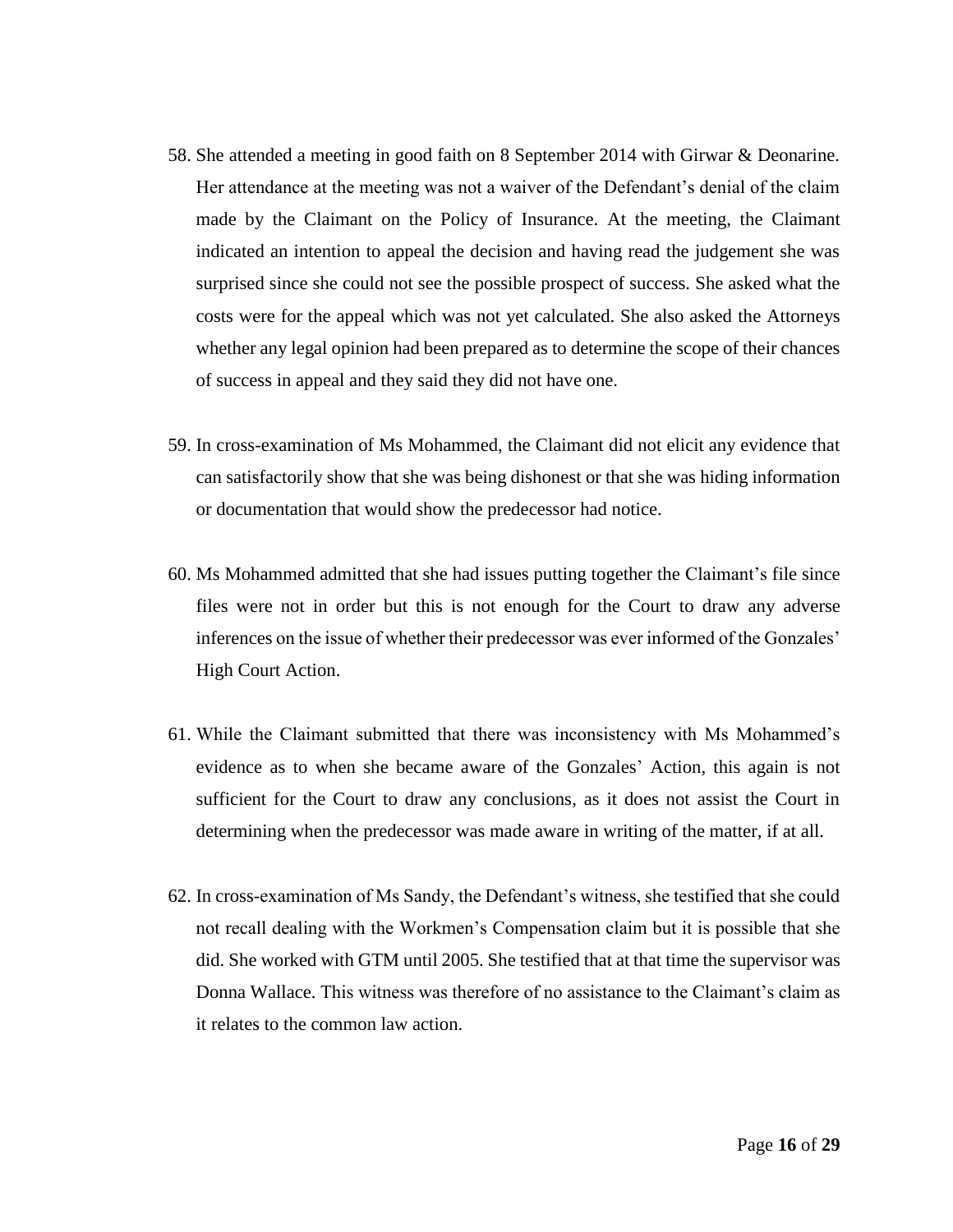58. She attended a meeting in good faith on 8 September 2014 with Girwar & Deonarine. Her attendance at the meeting was not a waiver of the Defendant's denial of the claim made by the Claimant on the Policy of Insurance. At the meeting, the Claimant indicated an intention to appeal the decision and having read the judgement she was surprised since she could not see the possible prospect of success. She asked what the costs were for the appeal which was not yet calculated. She also asked the Attorneys whether any legal opinion had been prepared as to determine the scope of their chances of success in appeal and they said they did not have one.

59. In cross-examination of Ms Mohammed, the Claimant did not elicit any evidence that can satisfactorily show that she was being dishonest or that she was hiding information or documentation that would show the predecessor had notice.

60. Ms Mohammed admitted that she had issues putting together the Claimant's file since files were not in order but this is not enough for the Court to draw any adverse inferences on the issue of whether their predecessor was ever informed of the Gonzales' High Court Action.

61. While the Claimant submitted that there was inconsistency with Ms Mohammed's evidence as to when she became aware of the Gonzales' Action, this again is not sufficient for the Court to draw any conclusions, as it does not assist the Court in determining when the predecessor was made aware in writing of the matter, if at all.

62. In cross-examination of Ms Sandy, the Defendant's witness, she testified that she could not recall dealing with the Workmen's Compensation claim but it is possible that she did. She worked with GTM until 2005. She testified that at that time the supervisor was Donna Wallace. This witness was therefore of no assistance to the Claimant's claim as it relates to the common law action.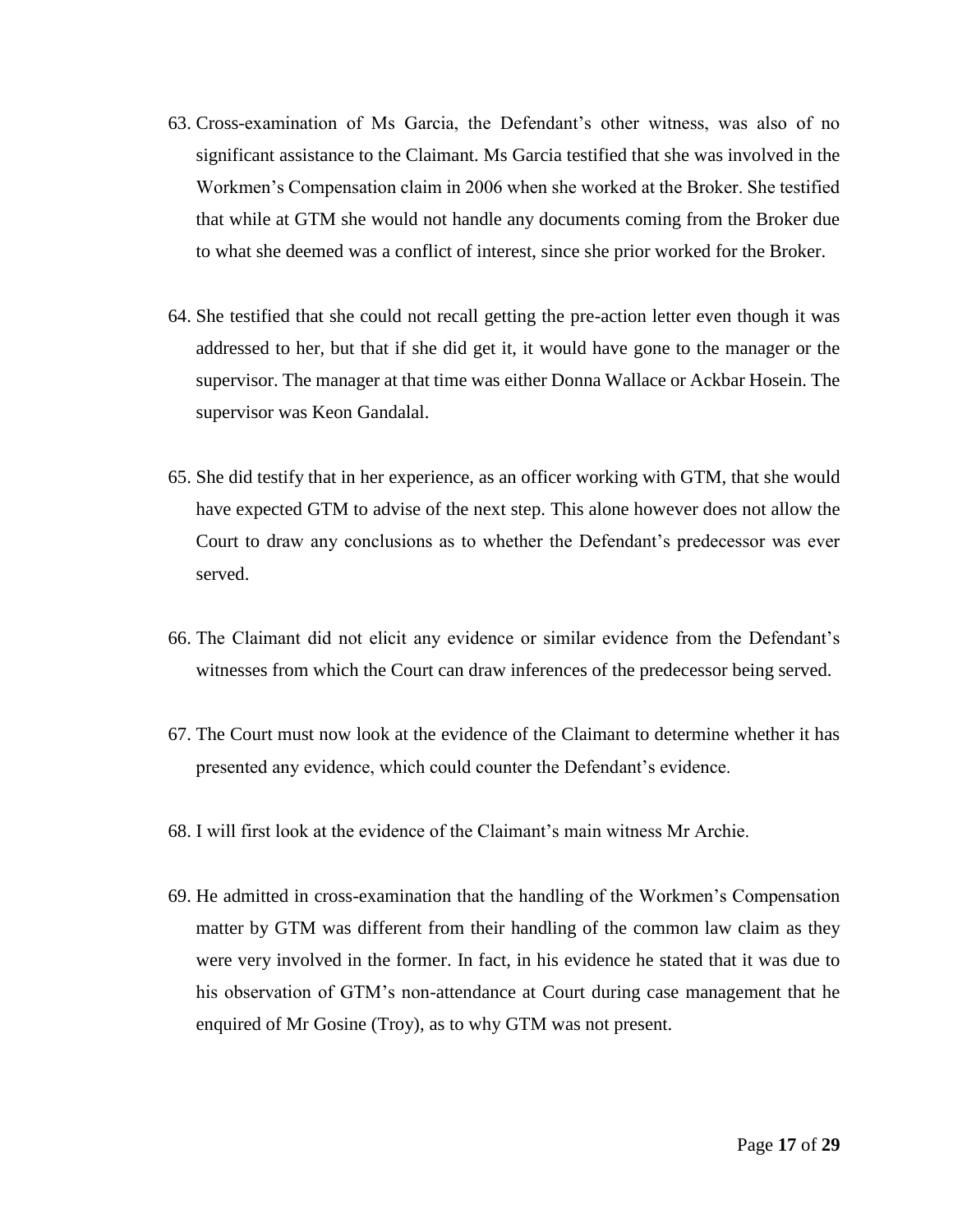63. Cross-examination of Ms Garcia, the Defendant's other witness, was also of no significant assistance to the Claimant. Ms Garcia testified that she was involved in the Workmen's Compensation claim in 2006 when she worked at the Broker. She testified that while at GTM she would not handle any documents coming from the Broker due to what she deemed was a conflict of interest, since she prior worked for the Broker.

64. She testified that she could not recall getting the pre-action letter even though it was addressed to her, but that if she did get it, it would have gone to the manager or the supervisor. The manager at that time was either Donna Wallace or Ackbar Hosein. The supervisor was Keon Gandalal.

65. She did testify that in her experience, as an officer working with GTM, that she would have expected GTM to advise of the next step. This alone however does not allow the Court to draw any conclusions as to whether the Defendant's predecessor was ever served.

66. The Claimant did not elicit any evidence or similar evidence from the Defendant's witnesses from which the Court can draw inferences of the predecessor being served.

67. The Court must now look at the evidence of the Claimant to determine whether it has presented any evidence, which could counter the Defendant's evidence.

68. I will first look at the evidence of the Claimant's main witness Mr Archie.

69. He admitted in cross-examination that the handling of the Workmen's Compensation matter by GTM was different from their handling of the common law claim as they were very involved in the former. In fact, in his evidence he stated that it was due to his observation of GTM's non-attendance at Court during case management that he enquired of Mr Gosine (Troy), as to why GTM was not present.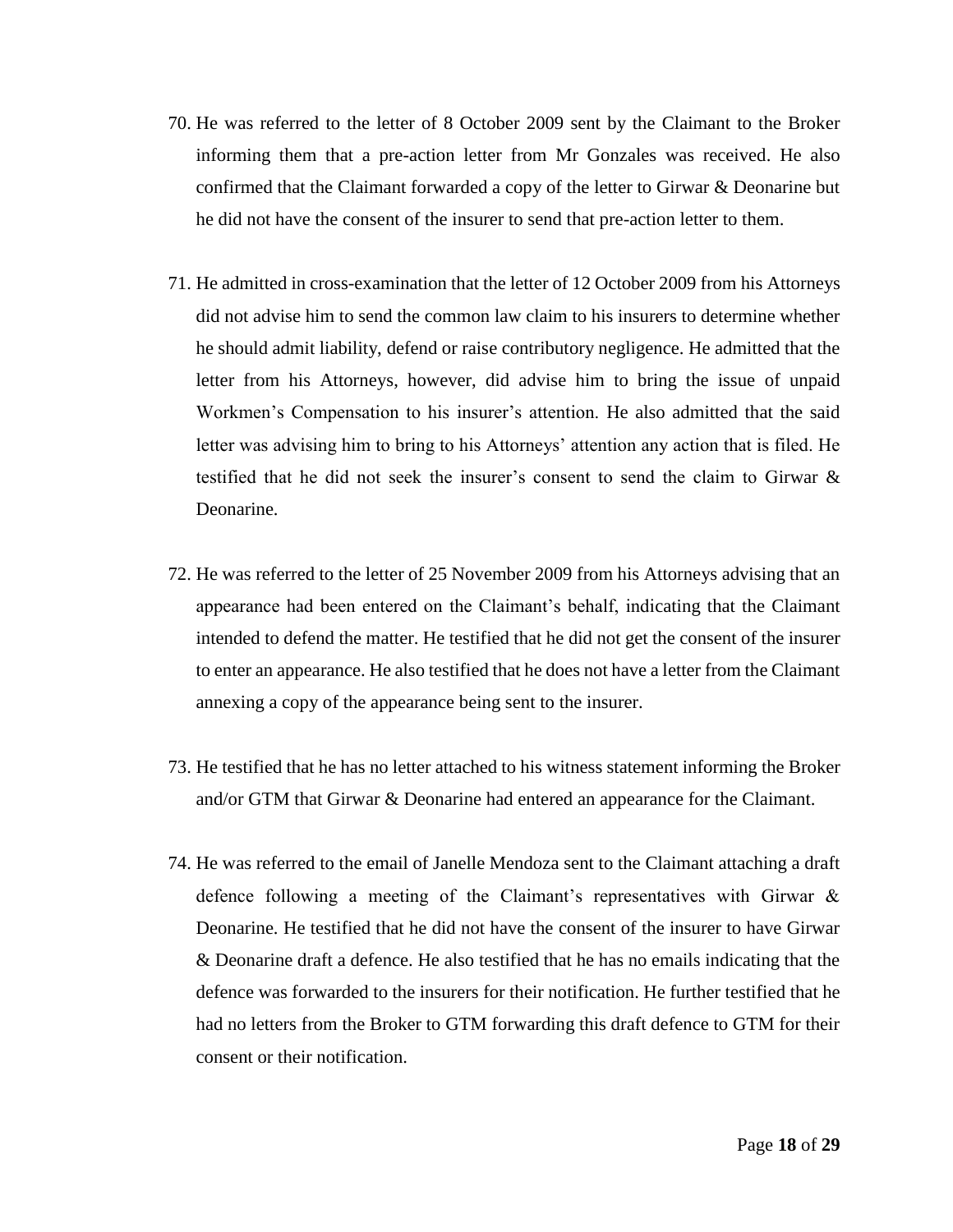70. He was referred to the letter of 8 October 2009 sent by the Claimant to the Broker informing them that a pre-action letter from Mr Gonzales was received. He also confirmed that the Claimant forwarded a copy of the letter to Girwar & Deonarine but he did not have the consent of the insurer to send that pre-action letter to them.

71. He admitted in cross-examination that the letter of 12 October 2009 from his Attorneys did not advise him to send the common law claim to his insurers to determine whether he should admit liability, defend or raise contributory negligence. He admitted that the letter from his Attorneys, however, did advise him to bring the issue of unpaid Workmen's Compensation to his insurer's attention. He also admitted that the said letter was advising him to bring to his Attorneys' attention any action that is filed. He testified that he did not seek the insurer's consent to send the claim to Girwar & Deonarine.

72. He was referred to the letter of 25 November 2009 from his Attorneys advising that an appearance had been entered on the Claimant's behalf, indicating that the Claimant intended to defend the matter. He testified that he did not get the consent of the insurer to enter an appearance. He also testified that he does not have a letter from the Claimant annexing a copy of the appearance being sent to the insurer.

73. He testified that he has no letter attached to his witness statement informing the Broker and/or GTM that Girwar & Deonarine had entered an appearance for the Claimant.

74. He was referred to the email of Janelle Mendoza sent to the Claimant attaching a draft defence following a meeting of the Claimant's representatives with Girwar & Deonarine. He testified that he did not have the consent of the insurer to have Girwar & Deonarine draft a defence. He also testified that he has no emails indicating that the defence was forwarded to the insurers for their notification. He further testified that he had no letters from the Broker to GTM forwarding this draft defence to GTM for their consent or their notification.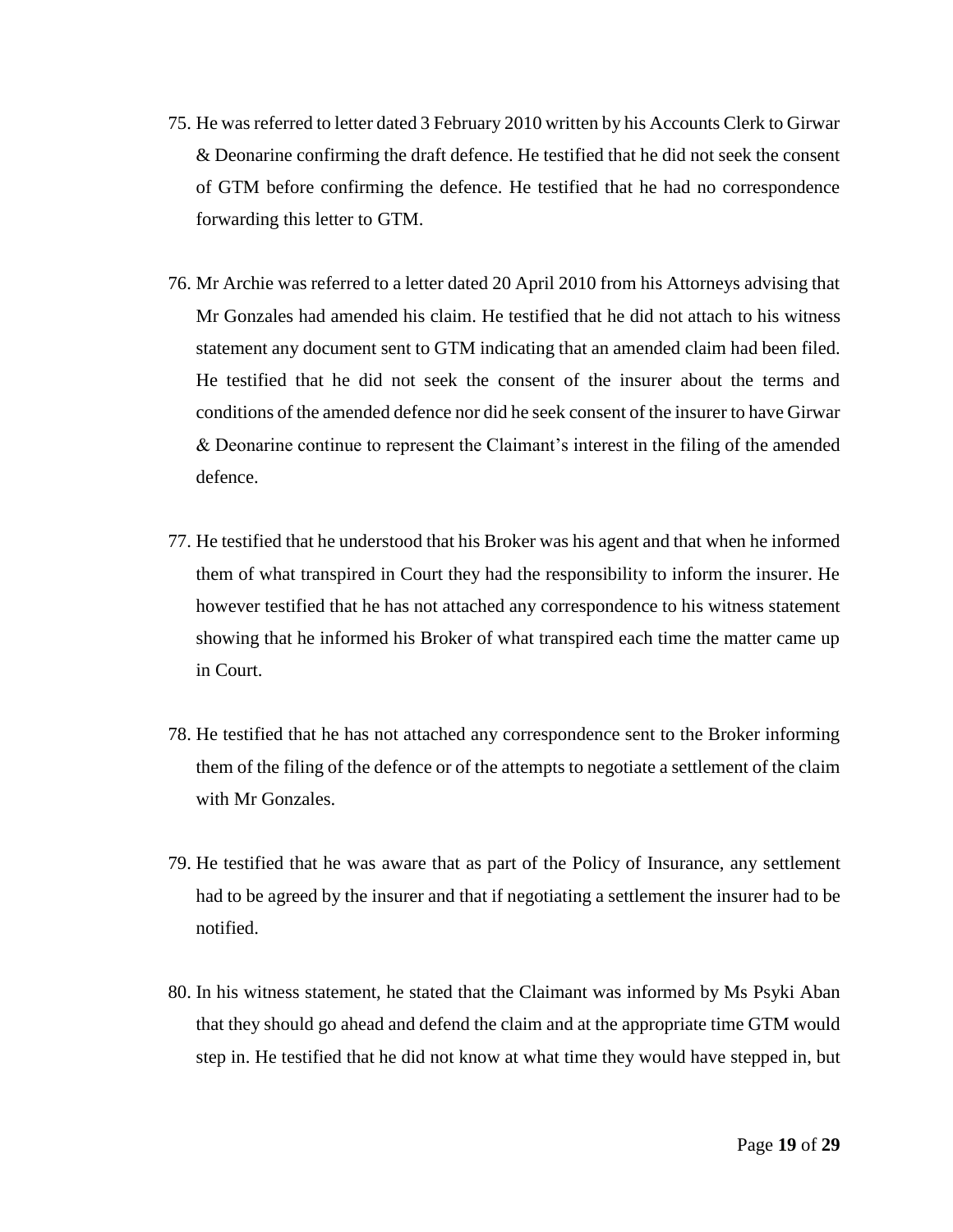75. He was referred to letter dated 3 February 2010 written by his Accounts Clerk to Girwar & Deonarine confirming the draft defence. He testified that he did not seek the consent of GTM before confirming the defence. He testified that he had no correspondence forwarding this letter to GTM.

76. Mr Archie was referred to a letter dated 20 April 2010 from his Attorneys advising that Mr Gonzales had amended his claim. He testified that he did not attach to his witness statement any document sent to GTM indicating that an amended claim had been filed. He testified that he did not seek the consent of the insurer about the terms and conditions of the amended defence nor did he seek consent of the insurer to have Girwar & Deonarine continue to represent the Claimant's interest in the filing of the amended defence.

77. He testified that he understood that his Broker was his agent and that when he informed them of what transpired in Court they had the responsibility to inform the insurer. He however testified that he has not attached any correspondence to his witness statement showing that he informed his Broker of what transpired each time the matter came up in Court.

78. He testified that he has not attached any correspondence sent to the Broker informing them of the filing of the defence or of the attempts to negotiate a settlement of the claim with Mr Gonzales.

79. He testified that he was aware that as part of the Policy of Insurance, any settlement had to be agreed by the insurer and that if negotiating a settlement the insurer had to be notified.

80. In his witness statement, he stated that the Claimant was informed by Ms Psyki Aban that they should go ahead and defend the claim and at the appropriate time GTM would step in. He testified that he did not know at what time they would have stepped in, but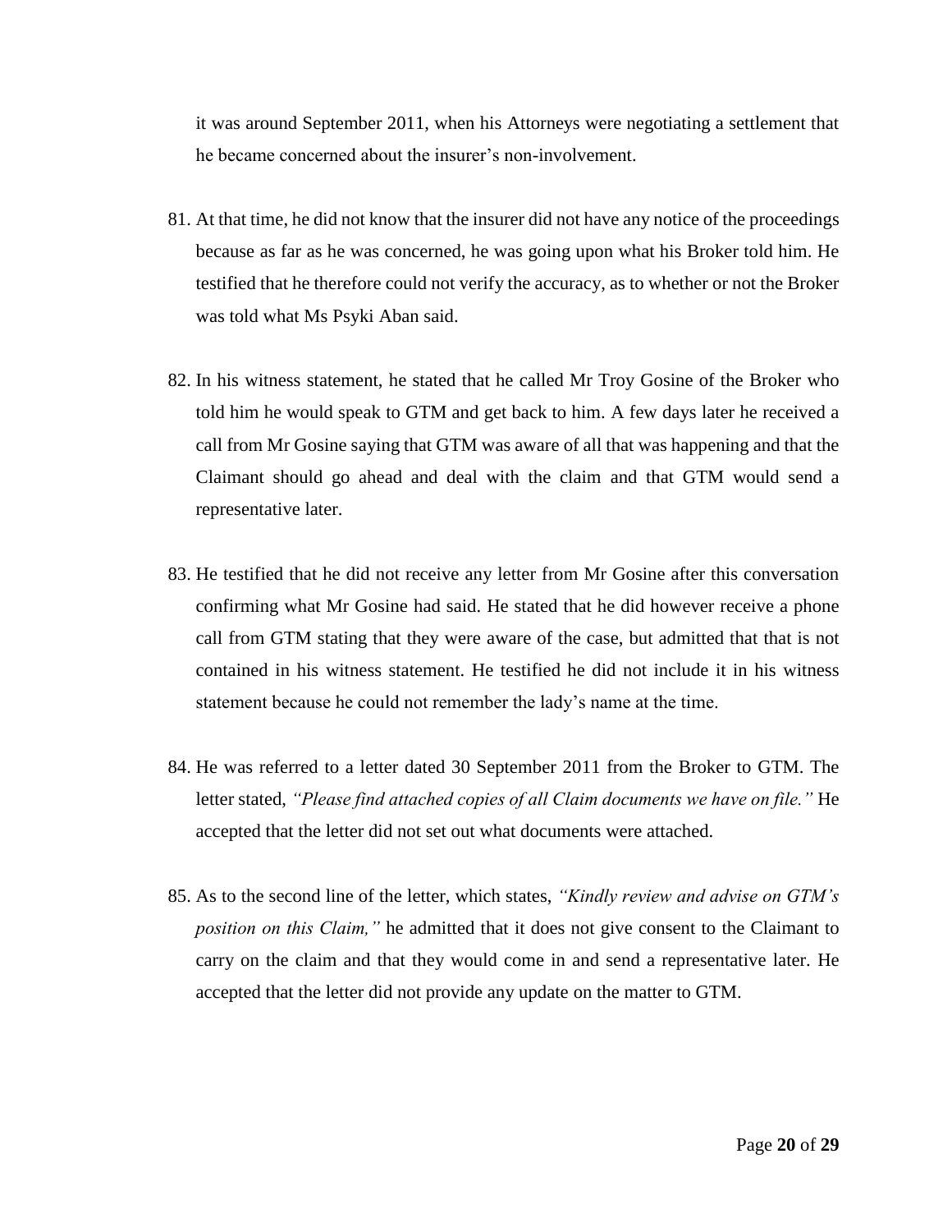it was around September 2011, when his Attorneys were negotiating a settlement that he became concerned about the insurer's non-involvement.

81. At that time, he did not know that the insurer did not have any notice of the proceedings because as far as he was concerned, he was going upon what his Broker told him. He testified that he therefore could not verify the accuracy, as to whether or not the Broker was told what Ms Psyki Aban said.

82. In his witness statement, he stated that he called Mr Troy Gosine of the Broker who told him he would speak to GTM and get back to him. A few days later he received a call from Mr Gosine saying that GTM was aware of all that was happening and that the Claimant should go ahead and deal with the claim and that GTM would send a representative later.

83. He testified that he did not receive any letter from Mr Gosine after this conversation confirming what Mr Gosine had said. He stated that he did however receive a phone call from GTM stating that they were aware of the case, but admitted that that is not contained in his witness statement. He testified he did not include it in his witness statement because he could not remember the lady's name at the time.

84. He was referred to a letter dated 30 September 2011 from the Broker to GTM. The letter stated, *"Please find attached copies of all Claim documents we have on file."* He accepted that the letter did not set out what documents were attached.

85. As to the second line of the letter, which states, *"Kindly review and advise on GTM's position on this Claim,"* he admitted that it does not give consent to the Claimant to carry on the claim and that they would come in and send a representative later. He accepted that the letter did not provide any update on the matter to GTM.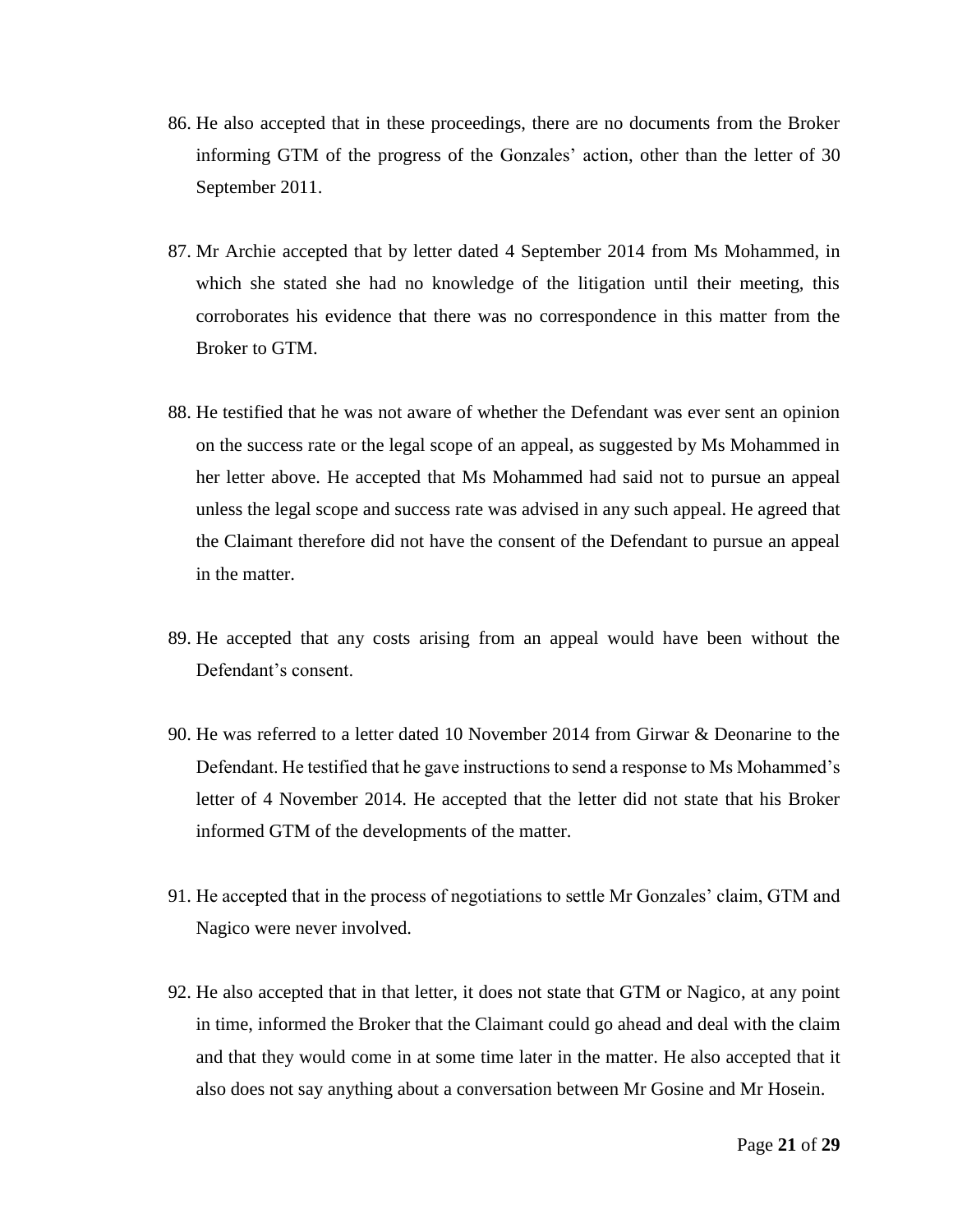86. He also accepted that in these proceedings, there are no documents from the Broker informing GTM of the progress of the Gonzales' action, other than the letter of 30 September 2011.

87. Mr Archie accepted that by letter dated 4 September 2014 from Ms Mohammed, in which she stated she had no knowledge of the litigation until their meeting, this corroborates his evidence that there was no correspondence in this matter from the Broker to GTM.

88. He testified that he was not aware of whether the Defendant was ever sent an opinion on the success rate or the legal scope of an appeal, as suggested by Ms Mohammed in her letter above. He accepted that Ms Mohammed had said not to pursue an appeal unless the legal scope and success rate was advised in any such appeal. He agreed that the Claimant therefore did not have the consent of the Defendant to pursue an appeal in the matter.

89. He accepted that any costs arising from an appeal would have been without the Defendant's consent.

90. He was referred to a letter dated 10 November 2014 from Girwar & Deonarine to the Defendant. He testified that he gave instructions to send a response to Ms Mohammed's letter of 4 November 2014. He accepted that the letter did not state that his Broker informed GTM of the developments of the matter.

91. He accepted that in the process of negotiations to settle Mr Gonzales' claim, GTM and Nagico were never involved.

92. He also accepted that in that letter, it does not state that GTM or Nagico, at any point in time, informed the Broker that the Claimant could go ahead and deal with the claim and that they would come in at some time later in the matter. He also accepted that it also does not say anything about a conversation between Mr Gosine and Mr Hosein.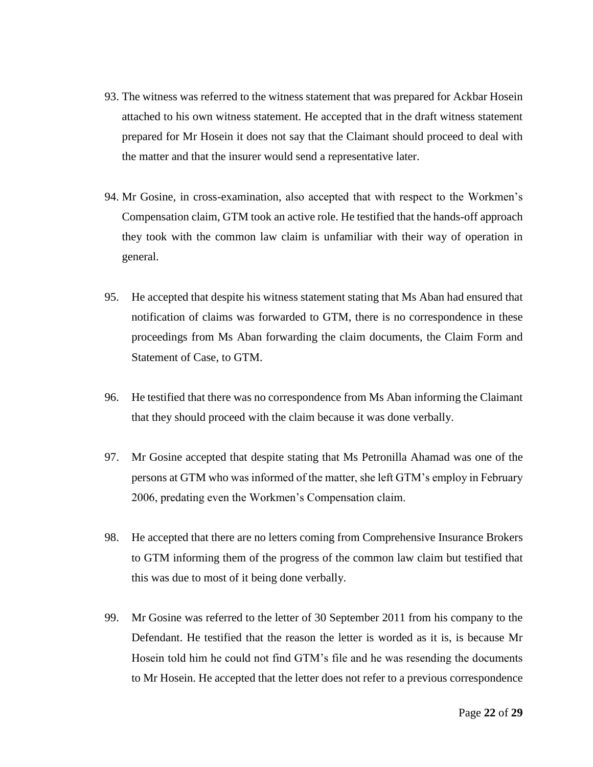93. The witness was referred to the witness statement that was prepared for Ackbar Hosein attached to his own witness statement. He accepted that in the draft witness statement prepared for Mr Hosein it does not say that the Claimant should proceed to deal with the matter and that the insurer would send a representative later.

94. Mr Gosine, in cross-examination, also accepted that with respect to the Workmen's Compensation claim, GTM took an active role. He testified that the hands-off approach they took with the common law claim is unfamiliar with their way of operation in general.

95. He accepted that despite his witness statement stating that Ms Aban had ensured that notification of claims was forwarded to GTM, there is no correspondence in these proceedings from Ms Aban forwarding the claim documents, the Claim Form and Statement of Case, to GTM.

96. He testified that there was no correspondence from Ms Aban informing the Claimant that they should proceed with the claim because it was done verbally.

97. Mr Gosine accepted that despite stating that Ms Petronilla Ahamad was one of the persons at GTM who was informed of the matter, she left GTM's employ in February 2006, predating even the Workmen's Compensation claim.

98. He accepted that there are no letters coming from Comprehensive Insurance Brokers to GTM informing them of the progress of the common law claim but testified that this was due to most of it being done verbally.

99. Mr Gosine was referred to the letter of 30 September 2011 from his company to the Defendant. He testified that the reason the letter is worded as it is, is because Mr Hosein told him he could not find GTM's file and he was resending the documents to Mr Hosein. He accepted that the letter does not refer to a previous correspondence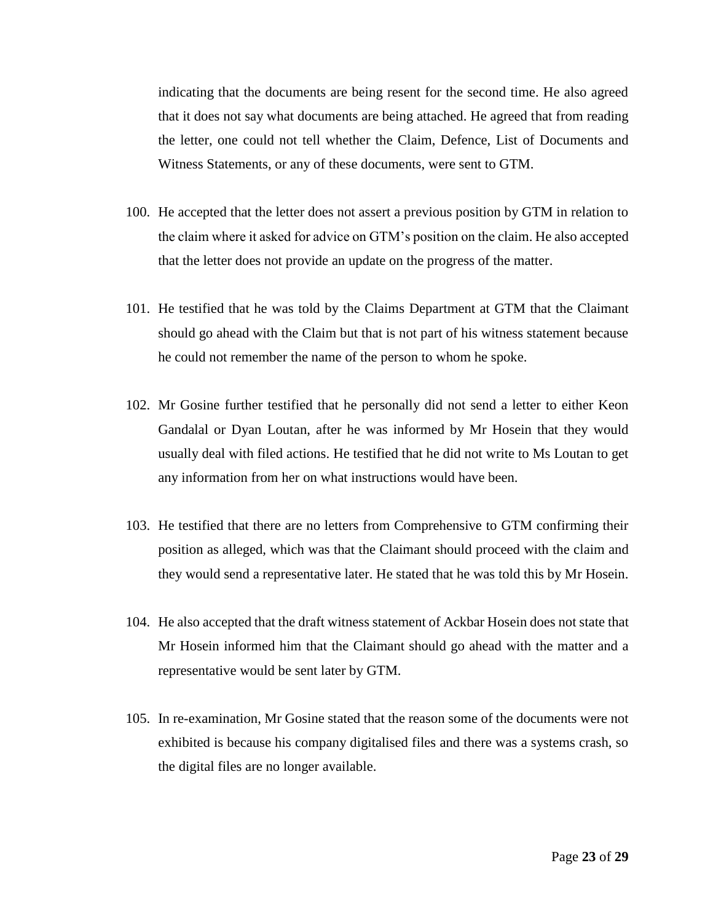indicating that the documents are being resent for the second time. He also agreed that it does not say what documents are being attached. He agreed that from reading the letter, one could not tell whether the Claim, Defence, List of Documents and Witness Statements, or any of these documents, were sent to GTM.

100. He accepted that the letter does not assert a previous position by GTM in relation to the claim where it asked for advice on GTM's position on the claim. He also accepted that the letter does not provide an update on the progress of the matter.

101. He testified that he was told by the Claims Department at GTM that the Claimant should go ahead with the Claim but that is not part of his witness statement because he could not remember the name of the person to whom he spoke.

102. Mr Gosine further testified that he personally did not send a letter to either Keon Gandalal or Dyan Loutan, after he was informed by Mr Hosein that they would usually deal with filed actions. He testified that he did not write to Ms Loutan to get any information from her on what instructions would have been.

103. He testified that there are no letters from Comprehensive to GTM confirming their position as alleged, which was that the Claimant should proceed with the claim and they would send a representative later. He stated that he was told this by Mr Hosein.

104. He also accepted that the draft witness statement of Ackbar Hosein does not state that Mr Hosein informed him that the Claimant should go ahead with the matter and a representative would be sent later by GTM.

105. In re-examination, Mr Gosine stated that the reason some of the documents were not exhibited is because his company digitalised files and there was a systems crash, so the digital files are no longer available.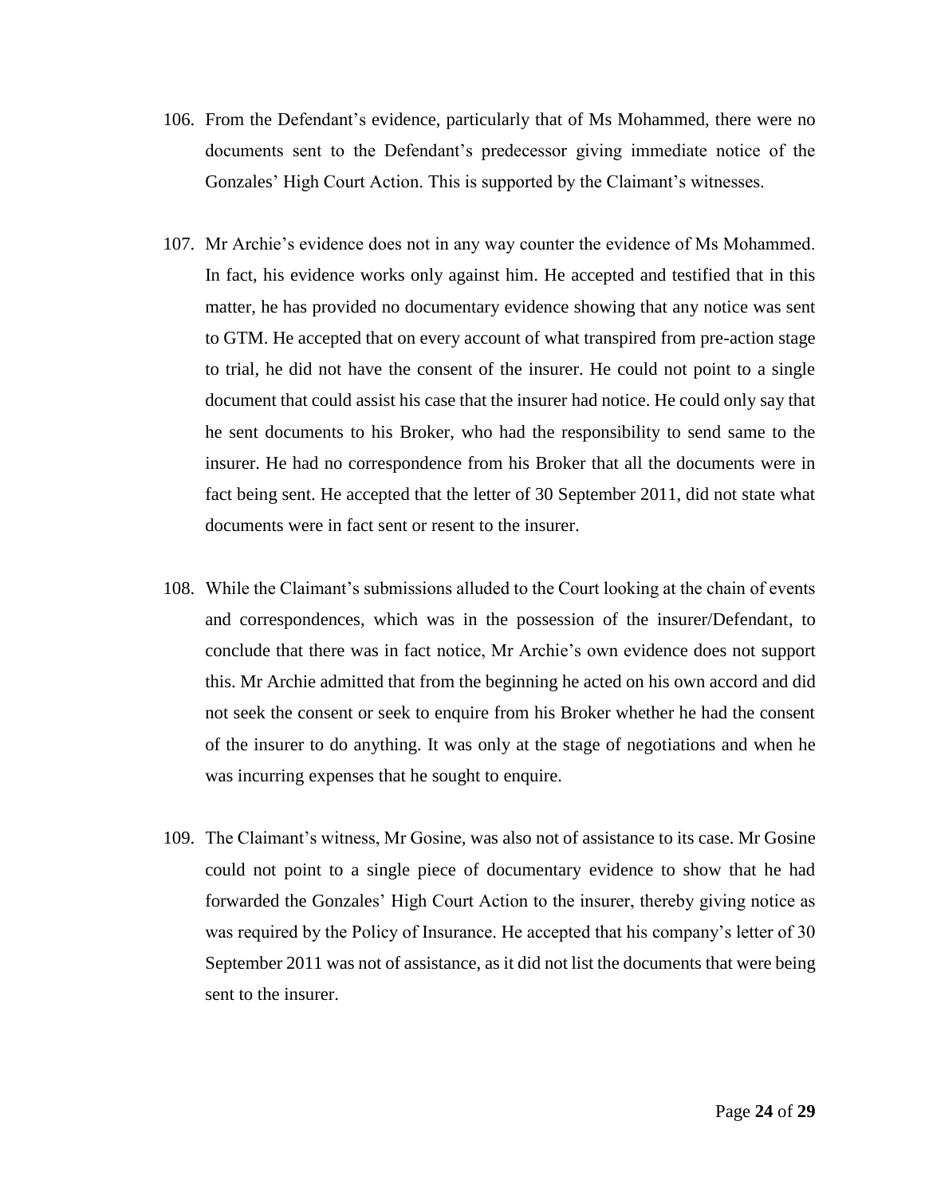106. From the Defendant's evidence, particularly that of Ms Mohammed, there were no documents sent to the Defendant's predecessor giving immediate notice of the Gonzales' High Court Action. This is supported by the Claimant's witnesses.

107. Mr Archie's evidence does not in any way counter the evidence of Ms Mohammed. In fact, his evidence works only against him. He accepted and testified that in this matter, he has provided no documentary evidence showing that any notice was sent to GTM. He accepted that on every account of what transpired from pre-action stage to trial, he did not have the consent of the insurer. He could not point to a single document that could assist his case that the insurer had notice. He could only say that he sent documents to his Broker, who had the responsibility to send same to the insurer. He had no correspondence from his Broker that all the documents were in fact being sent. He accepted that the letter of 30 September 2011, did not state what documents were in fact sent or resent to the insurer.

108. While the Claimant's submissions alluded to the Court looking at the chain of events and correspondences, which was in the possession of the insurer/Defendant, to conclude that there was in fact notice, Mr Archie's own evidence does not support this. Mr Archie admitted that from the beginning he acted on his own accord and did not seek the consent or seek to enquire from his Broker whether he had the consent of the insurer to do anything. It was only at the stage of negotiations and when he was incurring expenses that he sought to enquire.

109. The Claimant's witness, Mr Gosine, was also not of assistance to its case. Mr Gosine could not point to a single piece of documentary evidence to show that he had forwarded the Gonzales' High Court Action to the insurer, thereby giving notice as was required by the Policy of Insurance. He accepted that his company's letter of 30 September 2011 was not of assistance, as it did not list the documents that were being sent to the insurer.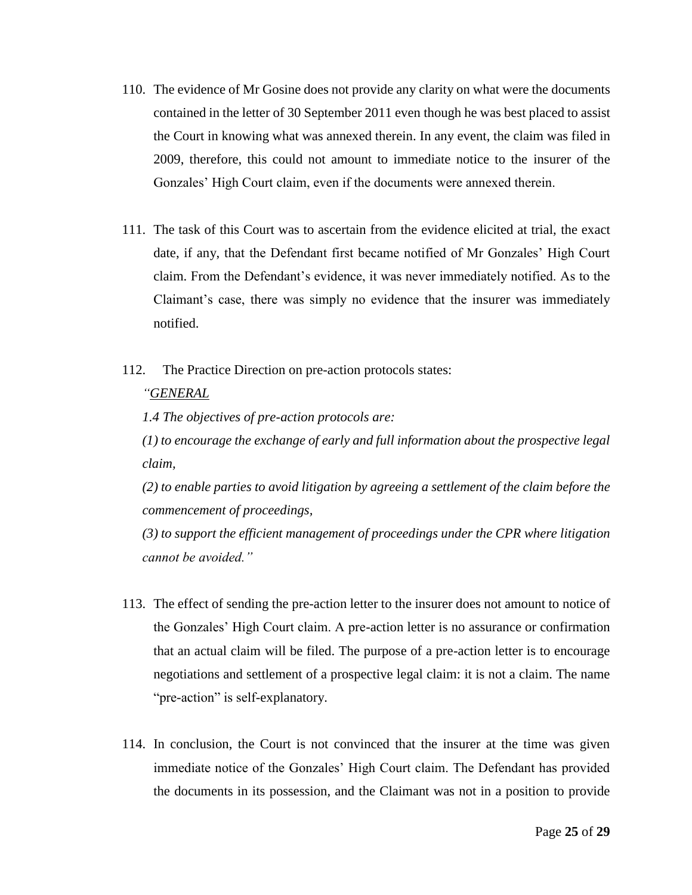110. The evidence of Mr Gosine does not provide any clarity on what were the documents contained in the letter of 30 September 2011 even though he was best placed to assist the Court in knowing what was annexed therein. In any event, the claim was filed in 2009, therefore, this could not amount to immediate notice to the insurer of the Gonzales' High Court claim, even if the documents were annexed therein.

111. The task of this Court was to ascertain from the evidence elicited at trial, the exact date, if any, that the Defendant first became notified of Mr Gonzales' High Court claim. From the Defendant's evidence, it was never immediately notified. As to the Claimant's case, there was simply no evidence that the insurer was immediately notified.

112. The Practice Direction on pre-action protocols states:

*"<u>GENERAL</u>*

*1.4 The objectives of pre-action protocols are:*

*(1) to encourage the exchange of early and full information about the prospective legal claim,*

*(2) to enable parties to avoid litigation by agreeing a settlement of the claim before the commencement of proceedings,*

*(3) to support the efficient management of proceedings under the CPR where litigation cannot be avoided."*

113. The effect of sending the pre-action letter to the insurer does not amount to notice of the Gonzales' High Court claim. A pre-action letter is no assurance or confirmation that an actual claim will be filed. The purpose of a pre-action letter is to encourage negotiations and settlement of a prospective legal claim: it is not a claim. The name "pre-action" is self-explanatory.

114. In conclusion, the Court is not convinced that the insurer at the time was given immediate notice of the Gonzales' High Court claim. The Defendant has provided the documents in its possession, and the Claimant was not in a position to provide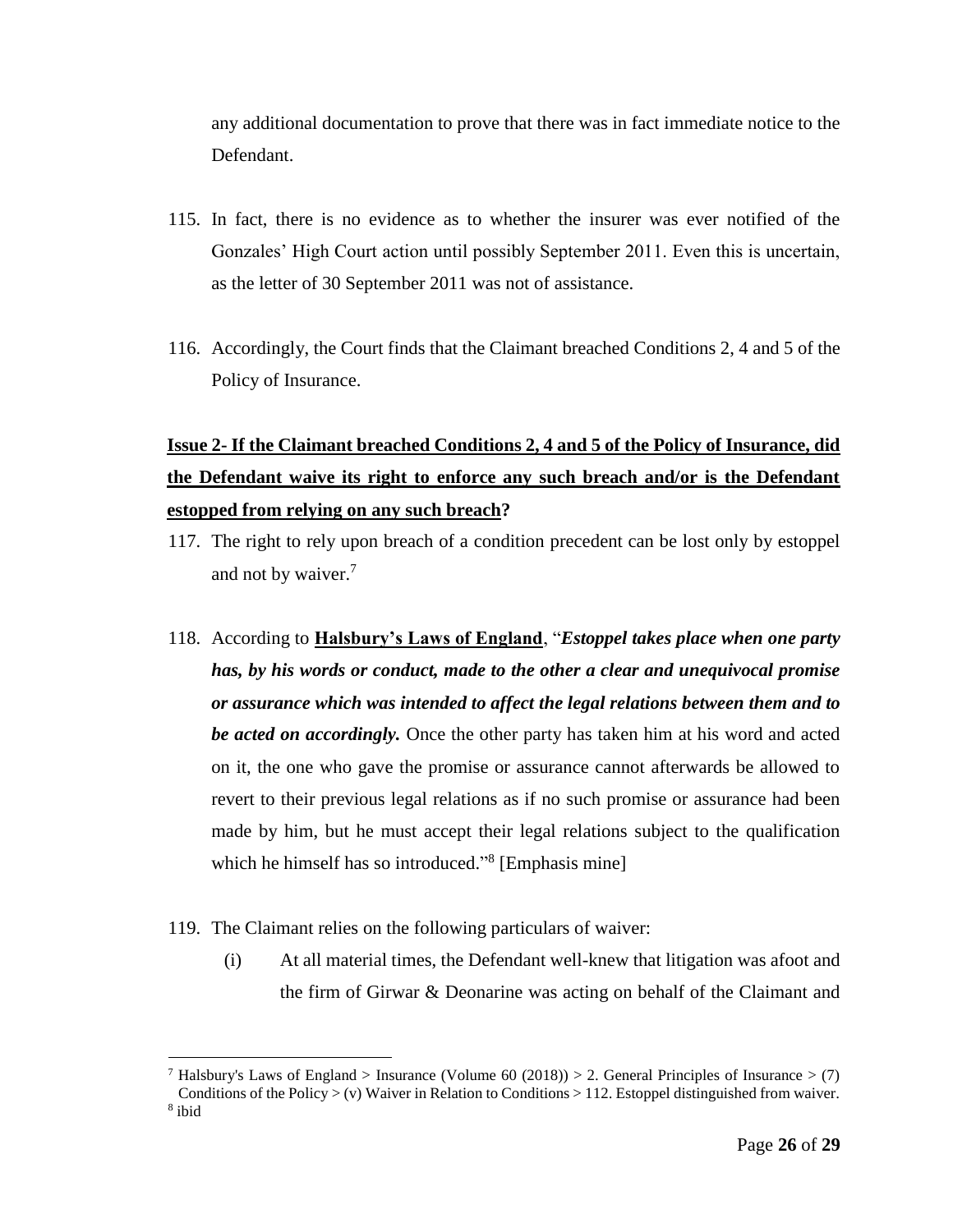any additional documentation to prove that there was in fact immediate notice to the Defendant.

115. In fact, there is no evidence as to whether the insurer was ever notified of the Gonzales' High Court action until possibly September 2011. Even this is uncertain, as the letter of 30 September 2011 was not of assistance.

116. Accordingly, the Court finds that the Claimant breached Conditions 2, 4 and 5 of the Policy of Insurance.

**Issue 2- If the Claimant breached Conditions 2, 4 and 5 of the Policy of Insurance, did the Defendant waive its right to enforce any such breach and/or is the Defendant estopped from relying on any such breach?**

117. The right to rely upon breach of a condition precedent can be lost only by estoppel and not by waiver.[7]

118. According to **Halsbury's Laws of England**, "***Estoppel takes place when one party has, by his words or conduct, made to the other a clear and unequivocal promise or assurance which was intended to affect the legal relations between them and to be acted on accordingly.*** Once the other party has taken him at his word and acted on it, the one who gave the promise or assurance cannot afterwards be allowed to revert to their previous legal relations as if no such promise or assurance had been made by him, but he must accept their legal relations subject to the qualification which he himself has so introduced."[8] [Emphasis mine]

119. The Claimant relies on the following particulars of waiver:

    (i) At all material times, the Defendant well-knew that litigation was afoot and the firm of Girwar & Deonarine was acting on behalf of the Claimant and

---

[7] Halsbury's Laws of England > Insurance (Volume 60 (2018)) > 2. General Principles of Insurance > (7) Conditions of the Policy > (v) Waiver in Relation to Conditions > 112. Estoppel distinguished from waiver.

[8] ibid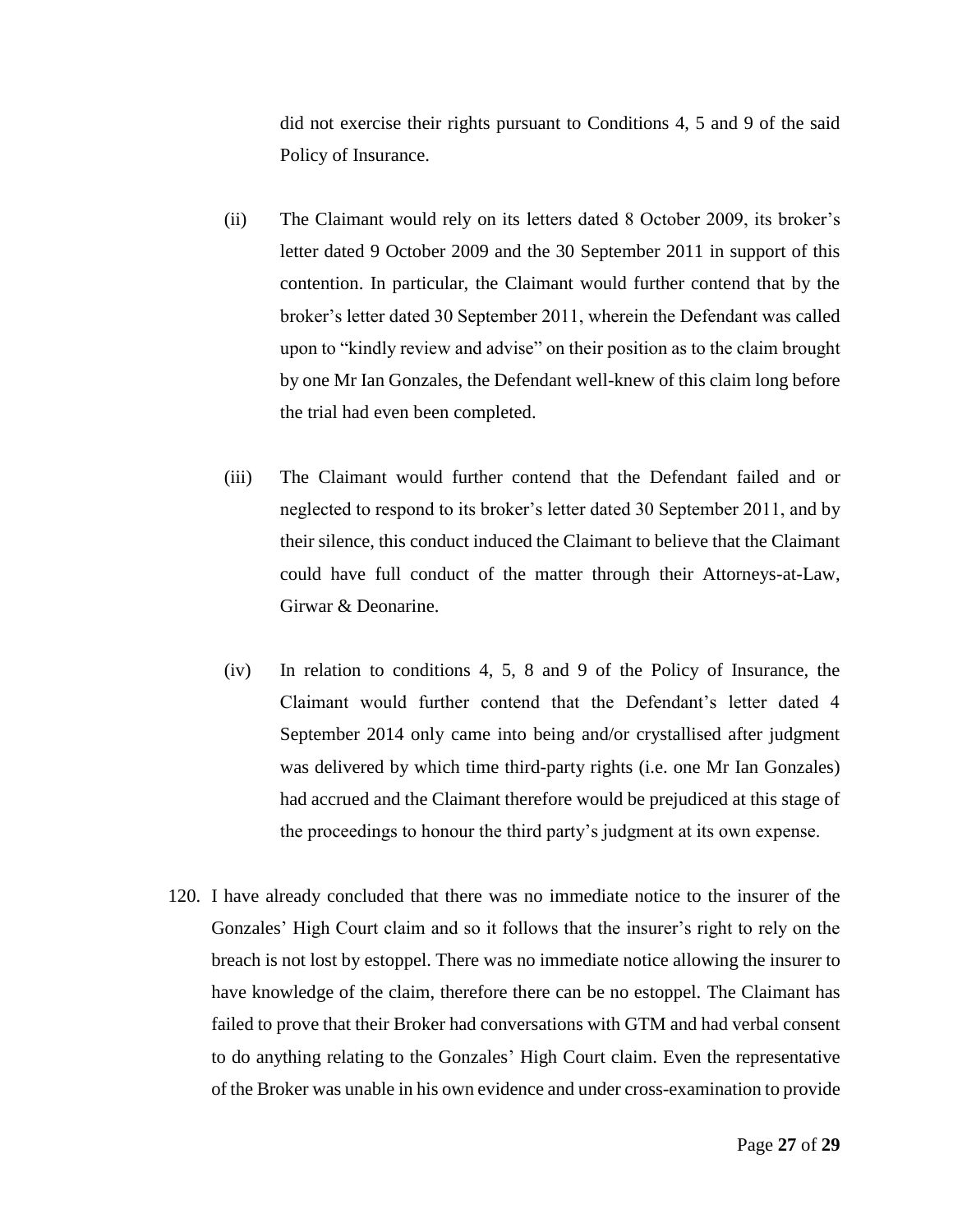did not exercise their rights pursuant to Conditions 4, 5 and 9 of the said Policy of Insurance.

(ii) The Claimant would rely on its letters dated 8 October 2009, its broker's letter dated 9 October 2009 and the 30 September 2011 in support of this contention. In particular, the Claimant would further contend that by the broker's letter dated 30 September 2011, wherein the Defendant was called upon to "kindly review and advise" on their position as to the claim brought by one Mr Ian Gonzales, the Defendant well-knew of this claim long before the trial had even been completed.

(iii) The Claimant would further contend that the Defendant failed and or neglected to respond to its broker's letter dated 30 September 2011, and by their silence, this conduct induced the Claimant to believe that the Claimant could have full conduct of the matter through their Attorneys-at-Law, Girwar & Deonarine.

(iv) In relation to conditions 4, 5, 8 and 9 of the Policy of Insurance, the Claimant would further contend that the Defendant's letter dated 4 September 2014 only came into being and/or crystallised after judgment was delivered by which time third-party rights (i.e. one Mr Ian Gonzales) had accrued and the Claimant therefore would be prejudiced at this stage of the proceedings to honour the third party's judgment at its own expense.

120. I have already concluded that there was no immediate notice to the insurer of the Gonzales' High Court claim and so it follows that the insurer's right to rely on the breach is not lost by estoppel. There was no immediate notice allowing the insurer to have knowledge of the claim, therefore there can be no estoppel. The Claimant has failed to prove that their Broker had conversations with GTM and had verbal consent to do anything relating to the Gonzales' High Court claim. Even the representative of the Broker was unable in his own evidence and under cross-examination to provide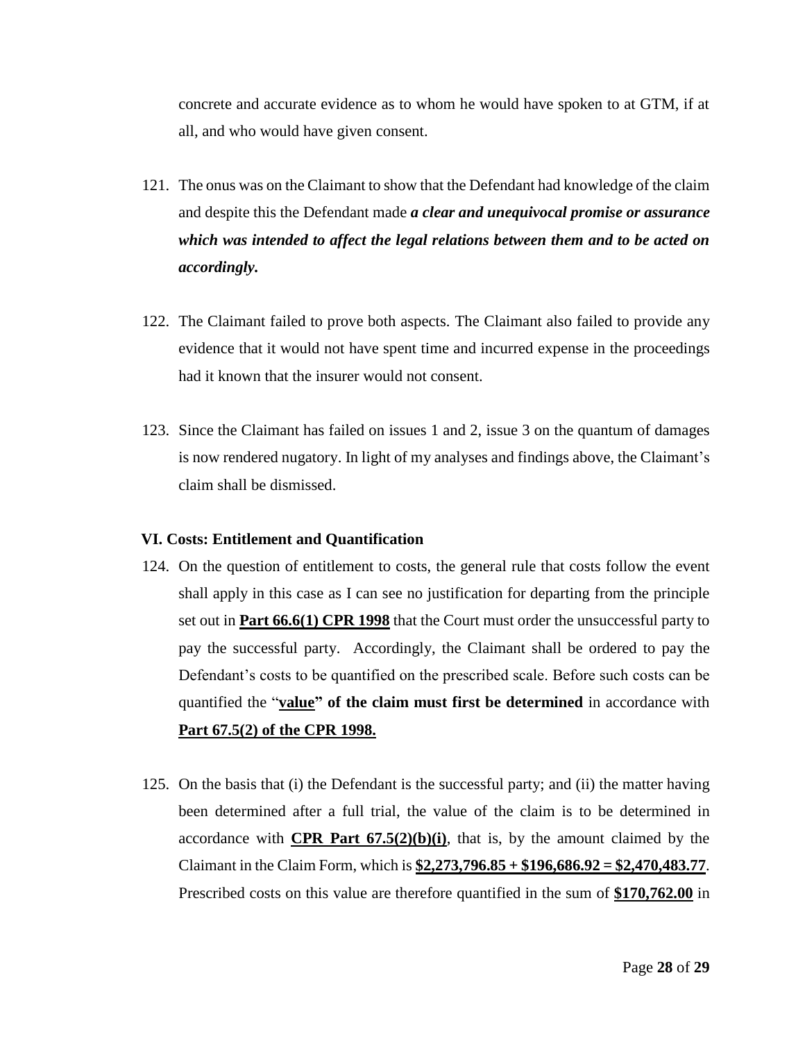concrete and accurate evidence as to whom he would have spoken to at GTM, if at all, and who would have given consent.

121. The onus was on the Claimant to show that the Defendant had knowledge of the claim and despite this the Defendant made ***a clear and unequivocal promise or assurance which was intended to affect the legal relations between them and to be acted on accordingly.***

122. The Claimant failed to prove both aspects. The Claimant also failed to provide any evidence that it would not have spent time and incurred expense in the proceedings had it known that the insurer would not consent.

123. Since the Claimant has failed on issues 1 and 2, issue 3 on the quantum of damages is now rendered nugatory. In light of my analyses and findings above, the Claimant's claim shall be dismissed.

**VI. Costs: Entitlement and Quantification**

124. On the question of entitlement to costs, the general rule that costs follow the event shall apply in this case as I can see no justification for departing from the principle set out in **<u>Part 66.6(1) CPR 1998</u>** that the Court must order the unsuccessful party to pay the successful party. Accordingly, the Claimant shall be ordered to pay the Defendant's costs to be quantified on the prescribed scale. Before such costs can be quantified the "**<u>value</u>" of the claim must first be determined** in accordance with **<u>Part 67.5(2) of the CPR 1998.</u>**

125. On the basis that (i) the Defendant is the successful party; and (ii) the matter having been determined after a full trial, the value of the claim is to be determined in accordance with **<u>CPR Part 67.5(2)(b)(i)</u>**, that is, by the amount claimed by the Claimant in the Claim Form, which is **<u>$2,273,796.85 + $196,686.92 = $2,470,483.77</u>**. Prescribed costs on this value are therefore quantified in the sum of **<u>$170,762.00</u>** in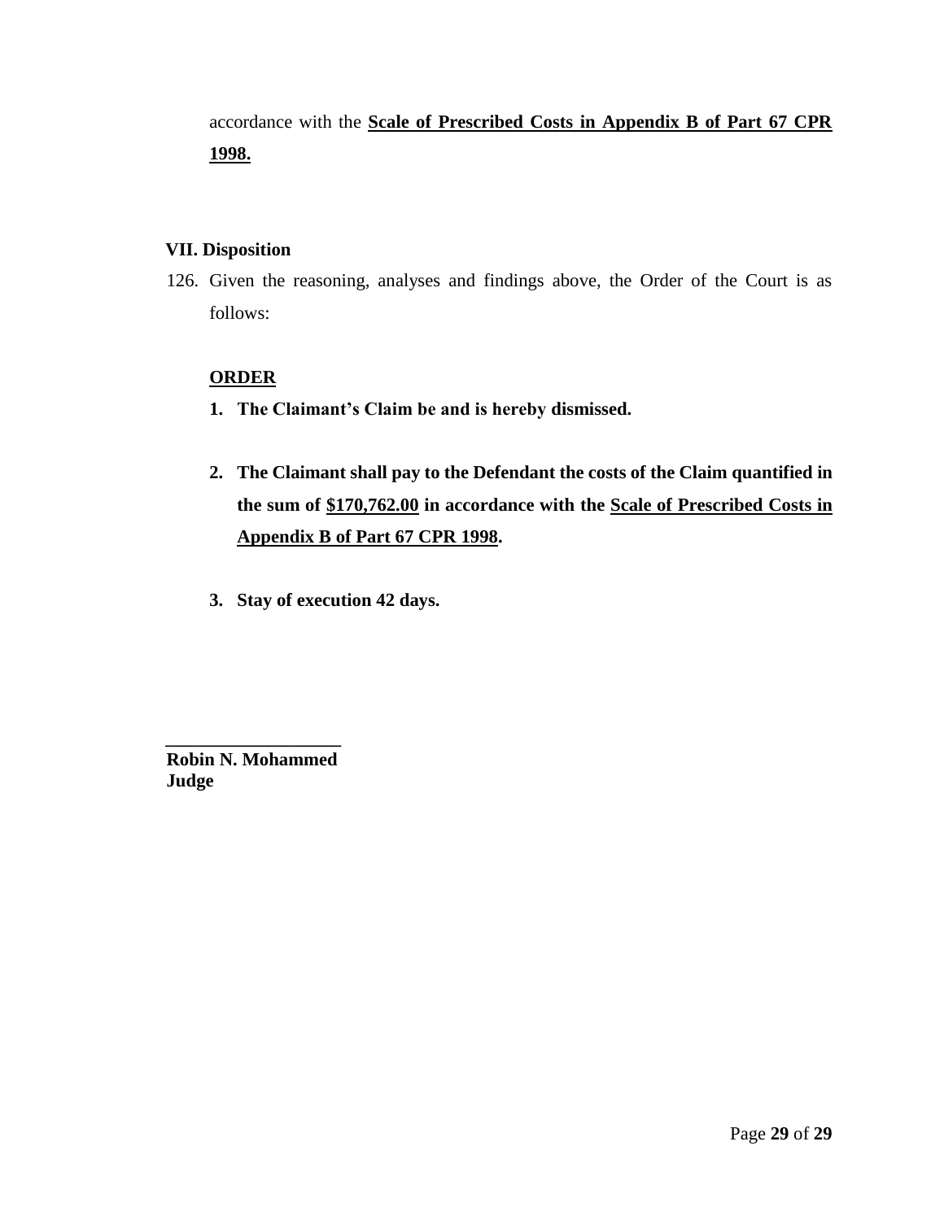accordance with the **<u>Scale of Prescribed Costs in Appendix B of Part 67 CPR 1998.</u>**

### VII. Disposition

126. Given the reasoning, analyses and findings above, the Order of the Court is as follows:

**<u>ORDER</u>**

1. **The Claimant's Claim be and is hereby dismissed.**

2. **The Claimant shall pay to the Defendant the costs of the Claim quantified in the sum of <u>$170,762.00</u> in accordance with the <u>Scale of Prescribed Costs in Appendix B of Part 67 CPR 1998</u>.**

3. **Stay of execution 42 days.**

___________________

**Robin N. Mohammed**
**Judge**